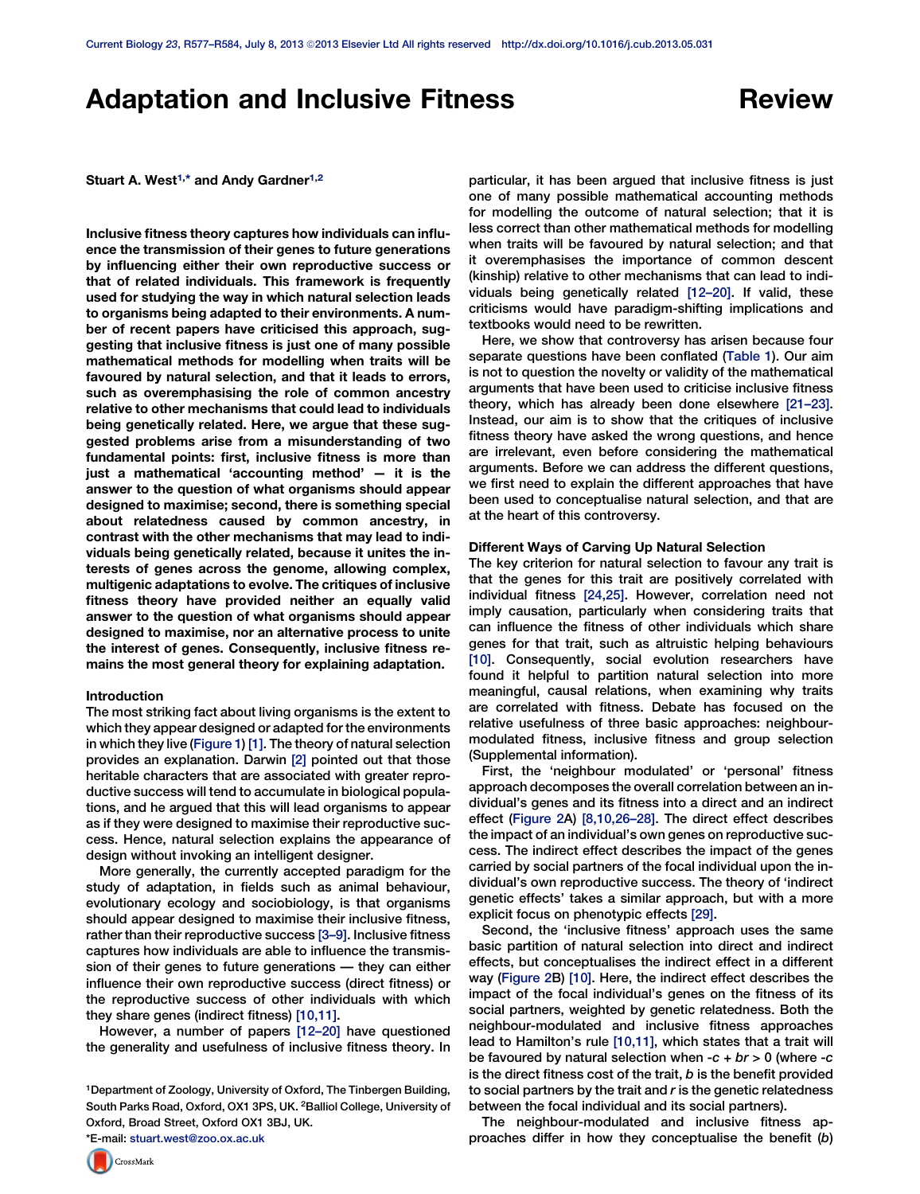# Adaptation and Inclusive Fitness

**Review**

**Stuart A. West[1,*] and Andy Gardner[1,2]**

**Inclusive fitness theory captures how individuals can influence the transmission of their genes to future generations by influencing either their own reproductive success or that of related individuals. This framework is frequently used for studying the way in which natural selection leads to organisms being adapted to their environments. A number of recent papers have criticised this approach, suggesting that inclusive fitness is just one of many possible mathematical methods for modelling when traits will be favoured by natural selection, and that it leads to errors, such as overemphasising the role of common ancestry relative to other mechanisms that could lead to individuals being genetically related. Here, we argue that these suggested problems arise from a misunderstanding of two fundamental points: first, inclusive fitness is more than just a mathematical 'accounting method' — it is the answer to the question of what organisms should appear designed to maximise; second, there is something special about relatedness caused by common ancestry, in contrast with the other mechanisms that may lead to individuals being genetically related, because it unites the interests of genes across the genome, allowing complex, multigenic adaptations to evolve. The critiques of inclusive fitness theory have provided neither an equally valid answer to the question of what organisms should appear designed to maximise, nor an alternative process to unite the interest of genes. Consequently, inclusive fitness remains the most general theory for explaining adaptation.**

## Introduction

The most striking fact about living organisms is the extent to which they appear designed or adapted for the environments in which they live (Figure 1) [1]. The theory of natural selection provides an explanation. Darwin [2] pointed out that those heritable characters that are associated with greater reproductive success will tend to accumulate in biological populations, and he argued that this will lead organisms to appear as if they were designed to maximise their reproductive success. Hence, natural selection explains the appearance of design without invoking an intelligent designer.

More generally, the currently accepted paradigm for the study of adaptation, in fields such as animal behaviour, evolutionary ecology and sociobiology, is that organisms should appear designed to maximise their inclusive fitness, rather than their reproductive success [3–9]. Inclusive fitness captures how individuals are able to influence the transmission of their genes to future generations — they can either influence their own reproductive success (direct fitness) or the reproductive success of other individuals with which they share genes (indirect fitness) [10,11].

However, a number of papers [12–20] have questioned the generality and usefulness of inclusive fitness theory. In particular, it has been argued that inclusive fitness is just one of many possible mathematical accounting methods for modelling the outcome of natural selection; that it is less correct than other mathematical methods for modelling when traits will be favoured by natural selection; and that it overemphasises the importance of common descent (kinship) relative to other mechanisms that can lead to individuals being genetically related [12–20]. If valid, these criticisms would have paradigm-shifting implications and textbooks would need to be rewritten.

Here, we show that controversy has arisen because four separate questions have been conflated (Table 1). Our aim is not to question the novelty or validity of the mathematical arguments that have been used to criticise inclusive fitness theory, which has already been done elsewhere [21–23]. Instead, our aim is to show that the critiques of inclusive fitness theory have asked the wrong questions, and hence are irrelevant, even before considering the mathematical arguments. Before we can address the different questions, we first need to explain the different approaches that have been used to conceptualise natural selection, and that are at the heart of this controversy.

## Different Ways of Carving Up Natural Selection

The key criterion for natural selection to favour any trait is that the genes for this trait are positively correlated with individual fitness [24,25]. However, correlation need not imply causation, particularly when considering traits that can influence the fitness of other individuals which share genes for that trait, such as altruistic helping behaviours [10]. Consequently, social evolution researchers have found it helpful to partition natural selection into more meaningful, causal relations, when examining why traits are correlated with fitness. Debate has focused on the relative usefulness of three basic approaches: neighbour-modulated fitness, inclusive fitness and group selection (Supplemental information).

First, the 'neighbour modulated' or 'personal' fitness approach decomposes the overall correlation between an individual's genes and its fitness into a direct and an indirect effect (Figure 2A) [8,10,26–28]. The direct effect describes the impact of an individual's own genes on reproductive success. The indirect effect describes the impact of the genes carried by social partners of the focal individual upon the individual's own reproductive success. The theory of 'indirect genetic effects' takes a similar approach, but with a more explicit focus on phenotypic effects [29].

Second, the 'inclusive fitness' approach uses the same basic partition of natural selection into direct and indirect effects, but conceptualises the indirect effect in a different way (Figure 2B) [10]. Here, the indirect effect describes the impact of the focal individual's genes on the fitness of its social partners, weighted by genetic relatedness. Both the neighbour-modulated and inclusive fitness approaches lead to Hamilton's rule [10,11], which states that a trait will be favoured by natural selection when $-c + br > 0$ (where $-c$ is the direct fitness cost of the trait, $b$ is the benefit provided to social partners by the trait and $r$ is the genetic relatedness between the focal individual and its social partners).

The neighbour-modulated and inclusive fitness approaches differ in how they conceptualise the benefit ($b$)

[1]Department of Zoology, University of Oxford, The Tinbergen Building, South Parks Road, Oxford, OX1 3PS, UK. [2]Balliol College, University of Oxford, Broad Street, Oxford OX1 3BJ, UK.
*E-mail: stuart.west@zoo.ox.ac.uk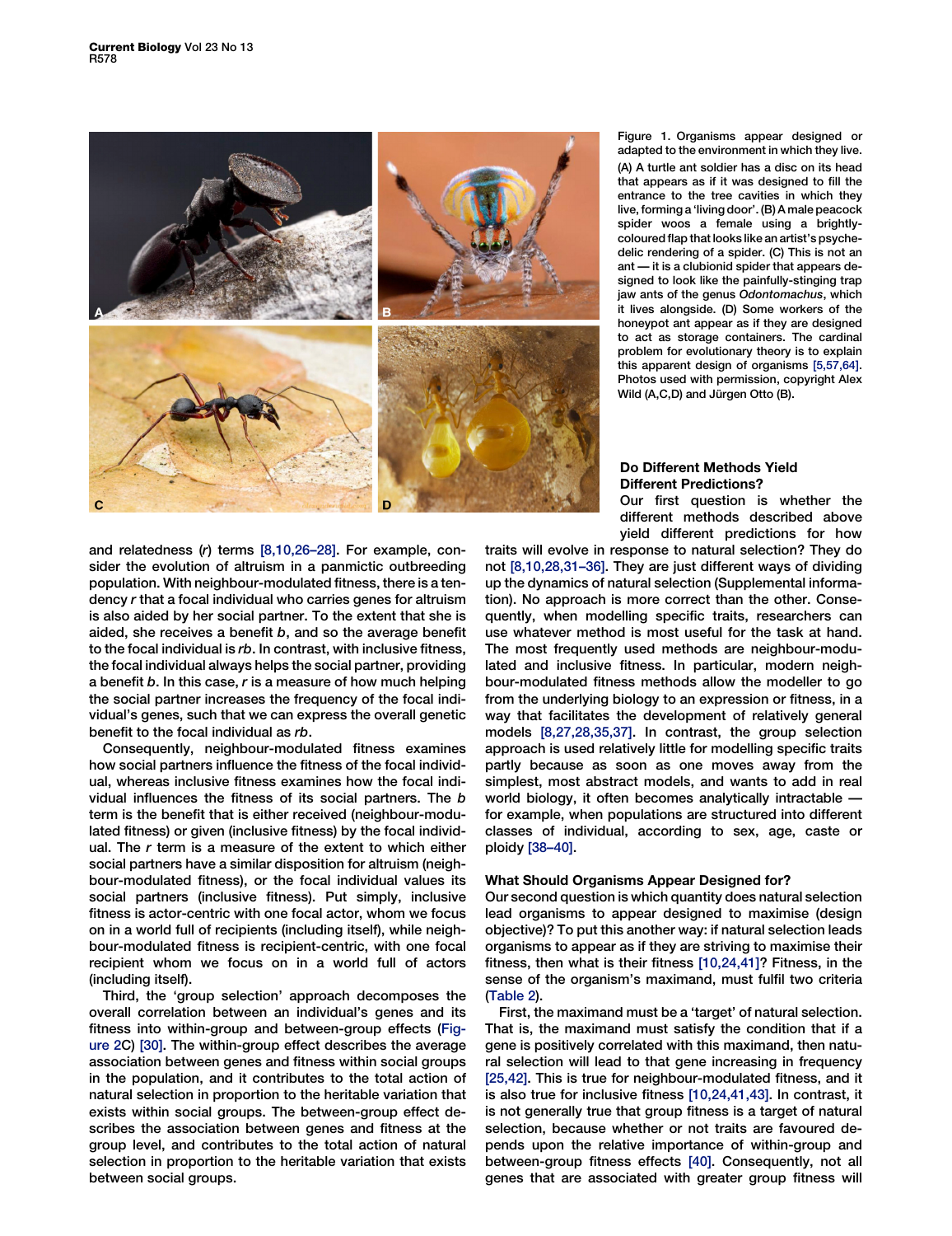Figure 1. Organisms appear designed or adapted to the environment in which they live.
(A) A turtle ant soldier has a disc on its head that appears as if it was designed to fill the entrance to the tree cavities in which they live, forming a 'living door'. (B) A male peacock spider woos a female using a brightly-coloured flap that looks like an artist's psychedelic rendering of a spider. (C) This is not an ant — it is a clubionid spider that appears designed to look like the painfully-stinging trap jaw ants of the genus *Odontomachus*, which it lives alongside. (D) Some workers of the honeypot ant appear as if they are designed to act as storage containers. The cardinal problem for evolutionary theory is to explain this apparent design of organisms [5,57,64]. Photos used with permission, copyright Alex Wild (A,C,D) and Jürgen Otto (B).

and relatedness ($r$) terms [8,10,26–28]. For example, consider the evolution of altruism in a panmictic outbreeding population. With neighbour-modulated fitness, there is a tendency $r$ that a focal individual who carries genes for altruism is also aided by her social partner. To the extent that she is aided, she receives a benefit $b$, and so the average benefit to the focal individual is $rb$. In contrast, with inclusive fitness, the focal individual always helps the social partner, providing a benefit $b$. In this case, $r$ is a measure of how much helping the social partner increases the frequency of the focal individual's genes, such that we can express the overall genetic benefit to the focal individual as $rb$.

Consequently, neighbour-modulated fitness examines how social partners influence the fitness of the focal individual, whereas inclusive fitness examines how the focal individual influences the fitness of its social partners. The $b$ term is the benefit that is either received (neighbour-modulated fitness) or given (inclusive fitness) by the focal individual. The $r$ term is a measure of the extent to which either social partners have a similar disposition for altruism (neighbour-modulated fitness), or the focal individual values its social partners (inclusive fitness). Put simply, inclusive fitness is actor-centric with one focal actor, whom we focus on in a world full of recipients (including itself), while neighbour-modulated fitness is recipient-centric, with one focal recipient whom we focus on in a world full of actors (including itself).

Third, the 'group selection' approach decomposes the overall correlation between an individual's genes and its fitness into within-group and between-group effects (Figure 2C) [30]. The within-group effect describes the average association between genes and fitness within social groups in the population, and it contributes to the total action of natural selection in proportion to the heritable variation that exists within social groups. The between-group effect describes the association between genes and fitness at the group level, and contributes to the total action of natural selection in proportion to the heritable variation that exists between social groups.

## Do Different Methods Yield Different Predictions?

Our first question is whether the different methods described above yield different predictions for how traits will evolve in response to natural selection? They do not [8,10,28,31–36]. They are just different ways of dividing up the dynamics of natural selection (Supplemental information). No approach is more correct than the other. Consequently, when modelling specific traits, researchers can use whatever method is most useful for the task at hand. The most frequently used methods are neighbour-modulated and inclusive fitness. In particular, modern neighbour-modulated fitness methods allow the modeller to go from the underlying biology to an expression or fitness, in a way that facilitates the development of relatively general models [8,27,28,35,37]. In contrast, the group selection approach is used relatively little for modelling specific traits partly because as soon as one moves away from the simplest, most abstract models, and wants to add in real world biology, it often becomes analytically intractable — for example, when populations are structured into different classes of individual, according to sex, age, caste or ploidy [38–40].

## What Should Organisms Appear Designed for?

Our second question is which quantity does natural selection lead organisms to appear designed to maximise (design objective)? To put this another way: if natural selection leads organisms to appear as if they are striving to maximise their fitness, then what is their fitness [10,24,41]? Fitness, in the sense of the organism's maximand, must fulfil two criteria (Table 2).

First, the maximand must be a 'target' of natural selection. That is, the maximand must satisfy the condition that if a gene is positively correlated with this maximand, then natural selection will lead to that gene increasing in frequency [25,42]. This is true for neighbour-modulated fitness, and it is also true for inclusive fitness [10,24,41,43]. In contrast, it is not generally true that group fitness is a target of natural selection, because whether or not traits are favoured depends upon the relative importance of within-group and between-group fitness effects [40]. Consequently, not all genes that are associated with greater group fitness will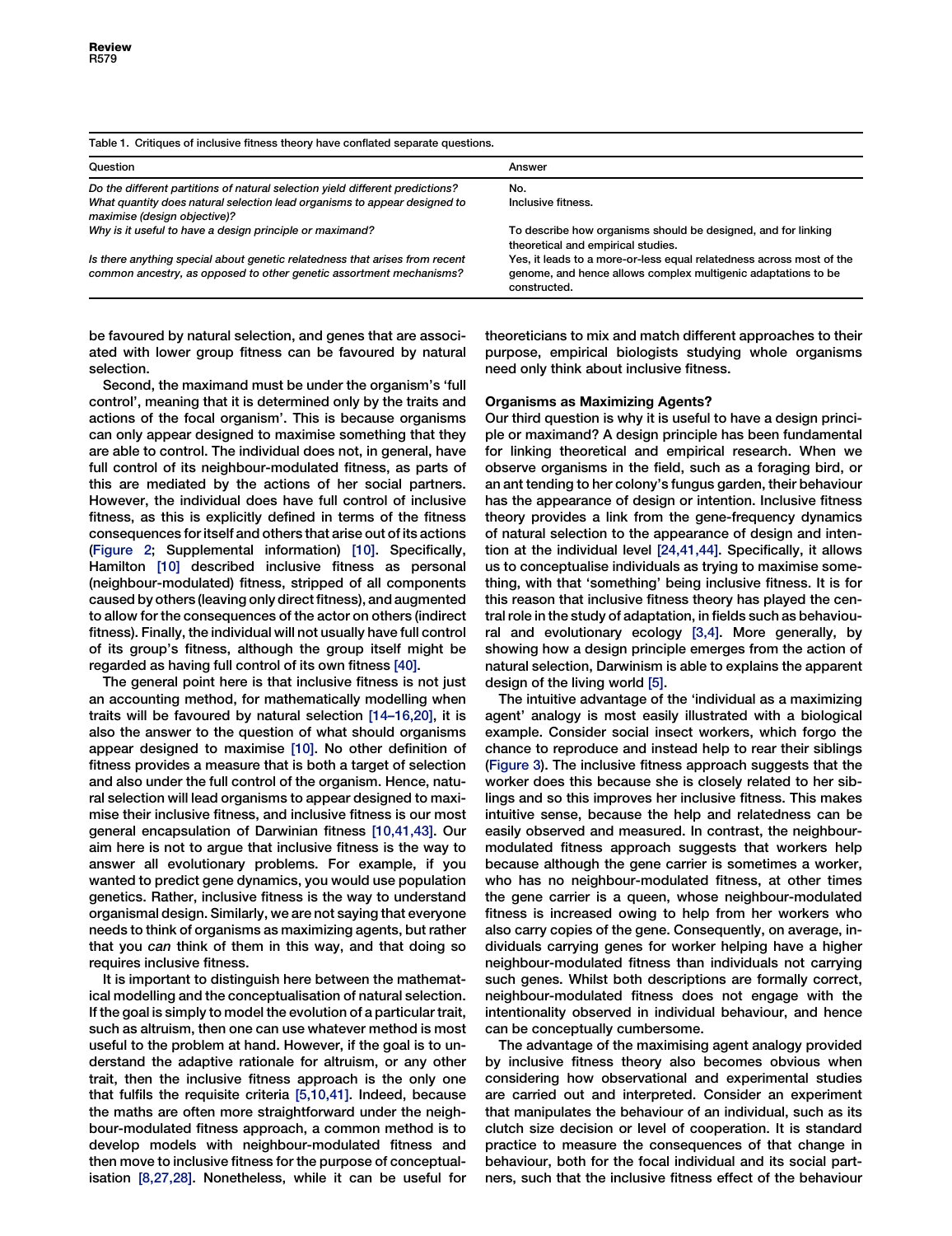Table 1. Critiques of inclusive fitness theory have conflated separate questions.

| Question | Answer |
|---|---|
| *Do the different partitions of natural selection yield different predictions?* | No. |
| *What quantity does natural selection lead organisms to appear designed to maximise (design objective)?* | Inclusive fitness. |
| *Why is it useful to have a design principle or maximand?* | To describe how organisms should be designed, and for linking theoretical and empirical studies. |
| *Is there anything special about genetic relatedness that arises from recent common ancestry, as opposed to other genetic assortment mechanisms?* | Yes, it leads to a more-or-less equal relatedness across most of the genome, and hence allows complex multigenic adaptations to be constructed. |

be favoured by natural selection, and genes that are associated with lower group fitness can be favoured by natural selection.

Second, the maximand must be under the organism's 'full control', meaning that it is determined only by the traits and actions of the focal organism'. This is because organisms can only appear designed to maximise something that they are able to control. The individual does not, in general, have full control of its neighbour-modulated fitness, as parts of this are mediated by the actions of her social partners. However, the individual does have full control of inclusive fitness, as this is explicitly defined in terms of the fitness consequences for itself and others that arise out of its actions (Figure 2; Supplemental information) [10]. Specifically, Hamilton [10] described inclusive fitness as personal (neighbour-modulated) fitness, stripped of all components caused by others (leaving only direct fitness), and augmented to allow for the consequences of the actor on others (indirect fitness). Finally, the individual will not usually have full control of its group's fitness, although the group itself might be regarded as having full control of its own fitness [40].

The general point here is that inclusive fitness is not just an accounting method, for mathematically modelling when traits will be favoured by natural selection [14–16,20], it is also the answer to the question of what should organisms appear designed to maximise [10]. No other definition of fitness provides a measure that is both a target of selection and also under the full control of the organism. Hence, natural selection will lead organisms to appear designed to maximise their inclusive fitness, and inclusive fitness is our most general encapsulation of Darwinian fitness [10,41,43]. Our aim here is not to argue that inclusive fitness is the way to answer all evolutionary problems. For example, if you wanted to predict gene dynamics, you would use population genetics. Rather, inclusive fitness is the way to understand organismal design. Similarly, we are not saying that everyone needs to think of organisms as maximizing agents, but rather that you *can* think of them in this way, and that doing so requires inclusive fitness.

It is important to distinguish here between the mathematical modelling and the conceptualisation of natural selection. If the goal is simply to model the evolution of a particular trait, such as altruism, then one can use whatever method is most useful to the problem at hand. However, if the goal is to understand the adaptive rationale for altruism, or any other trait, then the inclusive fitness approach is the only one that fulfils the requisite criteria [5,10,41]. Indeed, because the maths are often more straightforward under the neighbour-modulated fitness approach, a common method is to develop models with neighbour-modulated fitness and then move to inclusive fitness for the purpose of conceptualisation [8,27,28]. Nonetheless, while it can be useful for theoreticians to mix and match different approaches to their purpose, empirical biologists studying whole organisms need only think about inclusive fitness.

## Organisms as Maximizing Agents?

Our third question is why it is useful to have a design principle or maximand? A design principle has been fundamental for linking theoretical and empirical research. When we observe organisms in the field, such as a foraging bird, or an ant tending to her colony's fungus garden, their behaviour has the appearance of design or intention. Inclusive fitness theory provides a link from the gene-frequency dynamics of natural selection to the appearance of design and intention at the individual level [24,41,44]. Specifically, it allows us to conceptualise individuals as trying to maximise something, with that 'something' being inclusive fitness. It is for this reason that inclusive fitness theory has played the central role in the study of adaptation, in fields such as behavioural and evolutionary ecology [3,4]. More generally, by showing how a design principle emerges from the action of natural selection, Darwinism is able to explains the apparent design of the living world [5].

The intuitive advantage of the 'individual as a maximizing agent' analogy is most easily illustrated with a biological example. Consider social insect workers, which forgo the chance to reproduce and instead help to rear their siblings (Figure 3). The inclusive fitness approach suggests that the worker does this because she is closely related to her siblings and so this improves her inclusive fitness. This makes intuitive sense, because the help and relatedness can be easily observed and measured. In contrast, the neighbour-modulated fitness approach suggests that workers help because although the gene carrier is sometimes a worker, who has no neighbour-modulated fitness, at other times the gene carrier is a queen, whose neighbour-modulated fitness is increased owing to help from her workers who also carry copies of the gene. Consequently, on average, individuals carrying genes for worker helping have a higher neighbour-modulated fitness than individuals not carrying such genes. Whilst both descriptions are formally correct, neighbour-modulated fitness does not engage with the intentionality observed in individual behaviour, and hence can be conceptually cumbersome.

The advantage of the maximising agent analogy provided by inclusive fitness theory also becomes obvious when considering how observational and experimental studies are carried out and interpreted. Consider an experiment that manipulates the behaviour of an individual, such as its clutch size decision or level of cooperation. It is standard practice to measure the consequences of that change in behaviour, both for the focal individual and its social partners, such that the inclusive fitness effect of the behaviour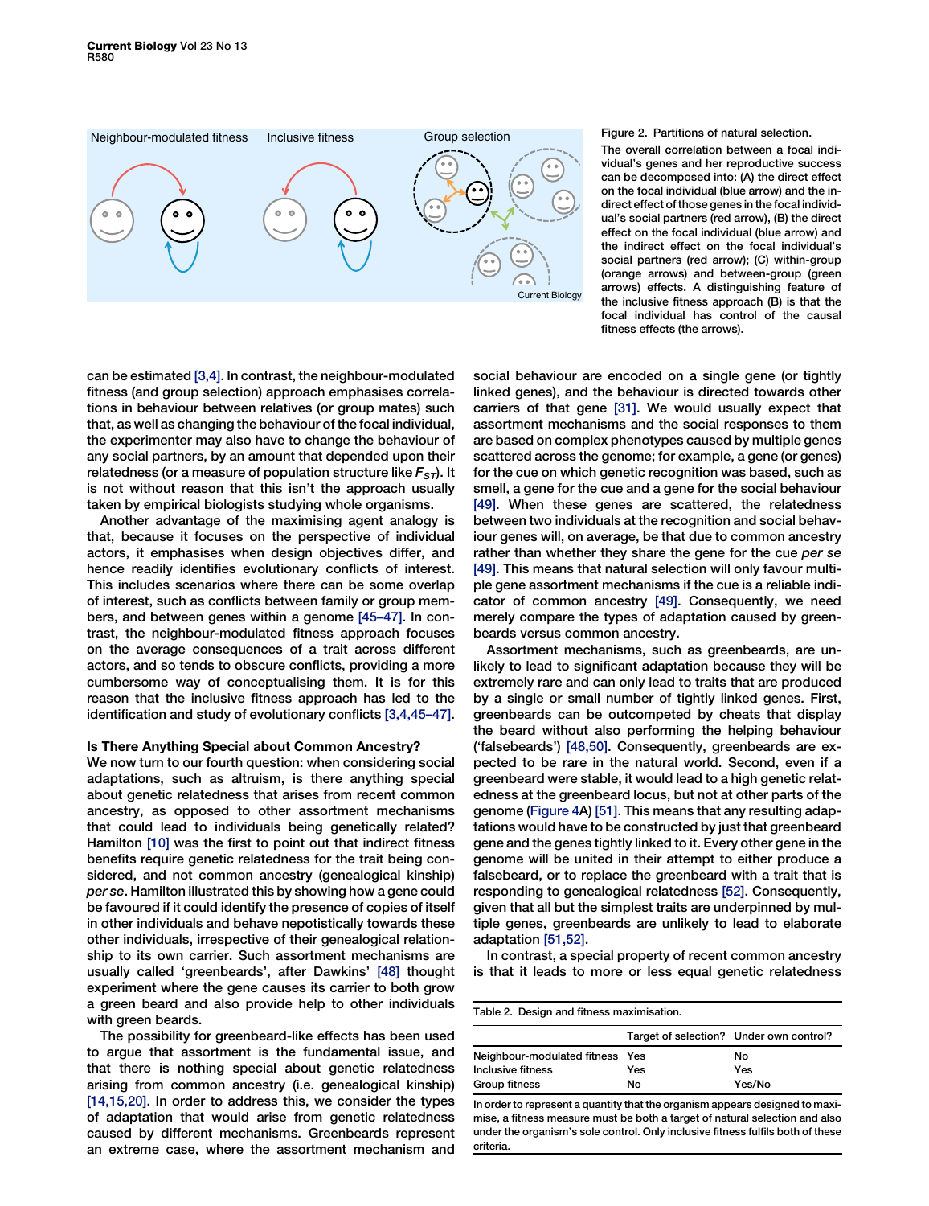Neighbour-modulated fitness Inclusive fitness Group selection

Figure 2. Partitions of natural selection.

The overall correlation between a focal individual's genes and her reproductive success can be decomposed into: (A) the direct effect on the focal individual (blue arrow) and the indirect effect of those genes in the focal individual's social partners (red arrow), (B) the direct effect on the focal individual (blue arrow) and the indirect effect on the focal individual's social partners (red arrow); (C) within-group (orange arrows) and between-group (green arrows) effects. A distinguishing feature of the inclusive fitness approach (B) is that the focal individual has control of the causal fitness effects (the arrows).

can be estimated [3,4]. In contrast, the neighbour-modulated fitness (and group selection) approach emphasises correlations in behaviour between relatives (or group mates) such that, as well as changing the behaviour of the focal individual, the experimenter may also have to change the behaviour of any social partners, by an amount that depended upon their relatedness (or a measure of population structure like $F_{ST}$). It is not without reason that this isn't the approach usually taken by empirical biologists studying whole organisms.

Another advantage of the maximising agent analogy is that, because it focuses on the perspective of individual actors, it emphasises when design objectives differ, and hence readily identifies evolutionary conflicts of interest. This includes scenarios where there can be some overlap of interest, such as conflicts between family or group members, and between genes within a genome [45–47]. In contrast, the neighbour-modulated fitness approach focuses on the average consequences of a trait across different actors, and so tends to obscure conflicts, providing a more cumbersome way of conceptualising them. It is for this reason that the inclusive fitness approach has led to the identification and study of evolutionary conflicts [3,4,45–47].

## Is There Anything Special about Common Ancestry?

We now turn to our fourth question: when considering social adaptations, such as altruism, is there anything special about genetic relatedness that arises from recent common ancestry, as opposed to other assortment mechanisms that could lead to individuals being genetically related? Hamilton [10] was the first to point out that indirect fitness benefits require genetic relatedness for the trait being considered, and not common ancestry (genealogical kinship) *per se*. Hamilton illustrated this by showing how a gene could be favoured if it could identify the presence of copies of itself in other individuals and behave nepotistically towards these other individuals, irrespective of their genealogical relationship to its own carrier. Such assortment mechanisms are usually called 'greenbeards', after Dawkins' [48] thought experiment where the gene causes its carrier to both grow a green beard and also provide help to other individuals with green beards.

The possibility for greenbeard-like effects has been used to argue that assortment is the fundamental issue, and that there is nothing special about genetic relatedness arising from common ancestry (i.e. genealogical kinship) [14,15,20]. In order to address this, we consider the types of adaptation that would arise from genetic relatedness caused by different mechanisms. Greenbeards represent an extreme case, where the assortment mechanism and social behaviour are encoded on a single gene (or tightly linked genes), and the behaviour is directed towards other carriers of that gene [31]. We would usually expect that assortment mechanisms and the social responses to them are based on complex phenotypes caused by multiple genes scattered across the genome; for example, a gene (or genes) for the cue on which genetic recognition was based, such as smell, a gene for the cue and a gene for the social behaviour [49]. When these genes are scattered, the relatedness between two individuals at the recognition and social behaviour genes will, on average, be that due to common ancestry rather than whether they share the gene for the cue *per se* [49]. This means that natural selection will only favour multiple gene assortment mechanisms if the cue is a reliable indicator of common ancestry [49]. Consequently, we need merely compare the types of adaptation caused by greenbeards versus common ancestry.

Assortment mechanisms, such as greenbeards, are unlikely to lead to significant adaptation because they will be extremely rare and can only lead to traits that are produced by a single or small number of tightly linked genes. First, greenbeards can be outcompeted by cheats that display the beard without also performing the helping behaviour ('falsebeards') [48,50]. Consequently, greenbeards are expected to be rare in the natural world. Second, even if a greenbeard were stable, it would lead to a high genetic relatedness at the greenbeard locus, but not at other parts of the genome (Figure 4A) [51]. This means that any resulting adaptations would have to be constructed by just that greenbeard gene and the genes tightly linked to it. Every other gene in the genome will be united in their attempt to either produce a falsebeard, or to replace the greenbeard with a trait that is responding to genealogical relatedness [52]. Consequently, given that all but the simplest traits are underpinned by multiple genes, greenbeards are unlikely to lead to elaborate adaptation [51,52].

In contrast, a special property of recent common ancestry is that it leads to more or less equal genetic relatedness

Table 2. Design and fitness maximisation.

| | Target of selection? | Under own control? |
|---|---|---|
| Neighbour-modulated fitness | Yes | No |
| Inclusive fitness | Yes | Yes |
| Group fitness | No | Yes/No |

In order to represent a quantity that the organism appears designed to maximise, a fitness measure must be both a target of natural selection and also under the organism's sole control. Only inclusive fitness fulfils both of these criteria.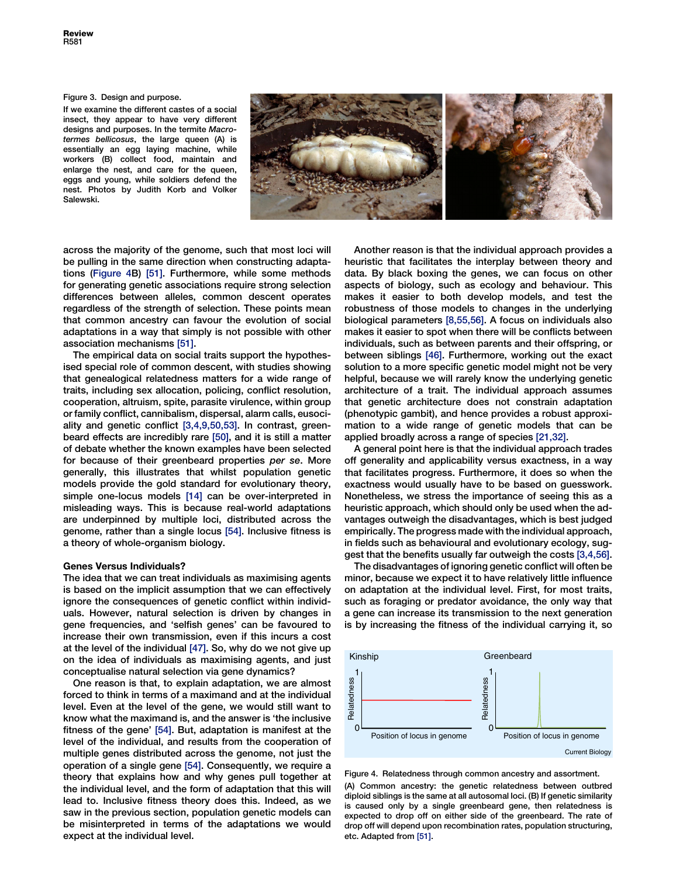Figure 3. Design and purpose.

If we examine the different castes of a social insect, they appear to have very different designs and purposes. In the termite *Macrotermes bellicosus*, the large queen (A) is essentially an egg laying machine, while workers (B) collect food, maintain and enlarge the nest, and care for the queen, eggs and young, while soldiers defend the nest. Photos by Judith Korb and Volker Salewski.

across the majority of the genome, such that most loci will be pulling in the same direction when constructing adaptations (Figure 4B) [51]. Furthermore, while some methods for generating genetic associations require strong selection differences between alleles, common descent operates regardless of the strength of selection. These points mean that common ancestry can favour the evolution of social adaptations in a way that simply is not possible with other association mechanisms [51].

The empirical data on social traits support the hypothesised special role of common descent, with studies showing that genealogical relatedness matters for a wide range of traits, including sex allocation, policing, conflict resolution, cooperation, altruism, spite, parasite virulence, within group or family conflict, cannibalism, dispersal, alarm calls, eusociality and genetic conflict [3,4,9,50,53]. In contrast, greenbeard effects are incredibly rare [50], and it is still a matter of debate whether the known examples have been selected for because of their greenbeard properties *per se*. More generally, this illustrates that whilst population genetic models provide the gold standard for evolutionary theory, simple one-locus models [14] can be over-interpreted in misleading ways. This is because real-world adaptations are underpinned by multiple loci, distributed across the genome, rather than a single locus [54]. Inclusive fitness is a theory of whole-organism biology.

## Genes Versus Individuals?

The idea that we can treat individuals as maximising agents is based on the implicit assumption that we can effectively ignore the consequences of genetic conflict within individuals. However, natural selection is driven by changes in gene frequencies, and 'selfish genes' can be favoured to increase their own transmission, even if this incurs a cost at the level of the individual [47]. So, why do we not give up on the idea of individuals as maximising agents, and just conceptualise natural selection via gene dynamics?

One reason is that, to explain adaptation, we are almost forced to think in terms of a maximand and at the individual level. Even at the level of the gene, we would still want to know what the maximand is, and the answer is 'the inclusive fitness of the gene' [54]. But, adaptation is manifest at the level of the individual, and results from the cooperation of multiple genes distributed across the genome, not just the operation of a single gene [54]. Consequently, we require a theory that explains how and why genes pull together at the individual level, and the form of adaptation that this will lead to. Inclusive fitness theory does this. Indeed, as we saw in the previous section, population genetic models can be misinterpreted in terms of the adaptations we would expect at the individual level.

Another reason is that the individual approach provides a heuristic that facilitates the interplay between theory and data. By black boxing the genes, we can focus on other aspects of biology, such as ecology and behaviour. This makes it easier to both develop models, and test the robustness of those models to changes in the underlying biological parameters [8,55,56]. A focus on individuals also makes it easier to spot when there will be conflicts between individuals, such as between parents and their offspring, or between siblings [46]. Furthermore, working out the exact solution to a more specific genetic model might not be very helpful, because we will rarely know the underlying genetic architecture of a trait. The individual approach assumes that genetic architecture does not constrain adaptation (phenotypic gambit), and hence provides a robust approximation to a wide range of genetic models that can be applied broadly across a range of species [21,32].

A general point here is that the individual approach trades off generality and applicability versus exactness, in a way that facilitates progress. Furthermore, it does so when the exactness would usually have to be based on guesswork. Nonetheless, we stress the importance of seeing this as a heuristic approach, which should only be used when the advantages outweigh the disadvantages, which is best judged empirically. The progress made with the individual approach, in fields such as behavioural and evolutionary ecology, suggest that the benefits usually far outweigh the costs [3,4,56].

The disadvantages of ignoring genetic conflict will often be minor, because we expect it to have relatively little influence on adaptation at the individual level. First, for most traits, such as foraging or predator avoidance, the only way that a gene can increase its transmission to the next generation is by increasing the fitness of the individual carrying it, so

Figure 4. Relatedness through common ancestry and assortment.

(A) Common ancestry: the genetic relatedness between outbred diploid siblings is the same at all autosomal loci. (B) If genetic similarity is caused only by a single greenbeard gene, then relatedness is expected to drop off on either side of the greenbeard. The rate of drop off will depend upon recombination rates, population structuring, etc. Adapted from [51].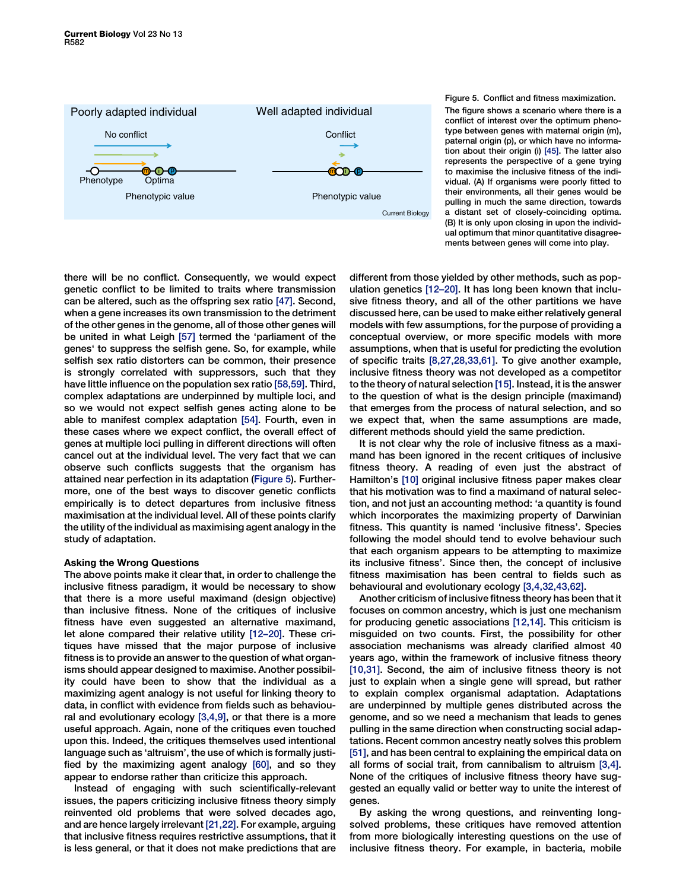Figure 5. Conflict and fitness maximization.

The figure shows a scenario where there is a conflict of interest over the optimum phenotype between genes with maternal origin (m), paternal origin (p), or which have no information about their origin (i) [45]. The latter also represents the perspective of a gene trying to maximise the inclusive fitness of the individual. (A) If organisms were poorly fitted to their environments, all their genes would be pulling in much the same direction, towards a distant set of closely-coinciding optima. (B) It is only upon closing in upon the individual optimum that minor quantitative disagreements between genes will come into play.

there will be no conflict. Consequently, we would expect genetic conflict to be limited to traits where transmission can be altered, such as the offspring sex ratio [47]. Second, when a gene increases its own transmission to the detriment of the other genes in the genome, all of those other genes will be united in what Leigh [57] termed the 'parliament of the genes' to suppress the selfish gene. So, for example, while selfish sex ratio distorters can be common, their presence is strongly correlated with suppressors, such that they have little influence on the population sex ratio [58,59]. Third, complex adaptations are underpinned by multiple loci, and so we would not expect selfish genes acting alone to be able to manifest complex adaptation [54]. Fourth, even in these cases where we expect conflict, the overall effect of genes at multiple loci pulling in different directions will often cancel out at the individual level. The very fact that we can observe such conflicts suggests that the organism has attained near perfection in its adaptation (Figure 5). Furthermore, one of the best ways to discover genetic conflicts empirically is to detect departures from inclusive fitness maximisation at the individual level. All of these points clarify the utility of the individual as maximising agent analogy in the study of adaptation.

### Asking the Wrong Questions

The above points make it clear that, in order to challenge the inclusive fitness paradigm, it would be necessary to show that there is a more useful maximand (design objective) than inclusive fitness. None of the critiques of inclusive fitness have even suggested an alternative maximand, let alone compared their relative utility [12–20]. These critiques have missed that the major purpose of inclusive fitness is to provide an answer to the question of what organisms should appear designed to maximise. Another possibility could have been to show that the individual as a maximizing agent analogy is not useful for linking theory to data, in conflict with evidence from fields such as behavioural and evolutionary ecology [3,4,9], or that there is a more useful approach. Again, none of the critiques even touched upon this. Indeed, the critiques themselves used intentional language such as 'altruism', the use of which is formally justified by the maximizing agent analogy [60], and so they appear to endorse rather than criticize this approach.

Instead of engaging with such scientifically-relevant issues, the papers criticizing inclusive fitness theory simply reinvented old problems that were solved decades ago, and are hence largely irrelevant [21,22]. For example, arguing that inclusive fitness requires restrictive assumptions, that it is less general, or that it does not make predictions that are different from those yielded by other methods, such as population genetics [12–20]. It has long been known that inclusive fitness theory, and all of the other partitions we have discussed here, can be used to make either relatively general models with few assumptions, for the purpose of providing a conceptual overview, or more specific models with more assumptions, when that is useful for predicting the evolution of specific traits [8,27,28,33,61]. To give another example, inclusive fitness theory was not developed as a competitor to the theory of natural selection [15]. Instead, it is the answer to the question of what is the design principle (maximand) that emerges from the process of natural selection, and so we expect that, when the same assumptions are made, different methods should yield the same prediction.

It is not clear why the role of inclusive fitness as a maximand has been ignored in the recent critiques of inclusive fitness theory. A reading of even just the abstract of Hamilton's [10] original inclusive fitness paper makes clear that his motivation was to find a maximand of natural selection, and not just an accounting method: 'a quantity is found which incorporates the maximizing property of Darwinian fitness. This quantity is named 'inclusive fitness'. Species following the model should tend to evolve behaviour such that each organism appears to be attempting to maximize its inclusive fitness'. Since then, the concept of inclusive fitness maximisation has been central to fields such as behavioural and evolutionary ecology [3,4,32,43,62].

Another criticism of inclusive fitness theory has been that it focuses on common ancestry, which is just one mechanism for producing genetic associations [12,14]. This criticism is misguided on two counts. First, the possibility for other association mechanisms was already clarified almost 40 years ago, within the framework of inclusive fitness theory [10,31]. Second, the aim of inclusive fitness theory is not just to explain when a single gene will spread, but rather to explain complex organismal adaptation. Adaptations are underpinned by multiple genes distributed across the genome, and so we need a mechanism that leads to genes pulling in the same direction when constructing social adaptations. Recent common ancestry neatly solves this problem [51], and has been central to explaining the empirical data on all forms of social trait, from cannibalism to altruism [3,4]. None of the critiques of inclusive fitness theory have suggested an equally valid or better way to unite the interest of genes.

By asking the wrong questions, and reinventing long-solved problems, these critiques have removed attention from more biologically interesting questions on the use of inclusive fitness theory. For example, in bacteria, mobile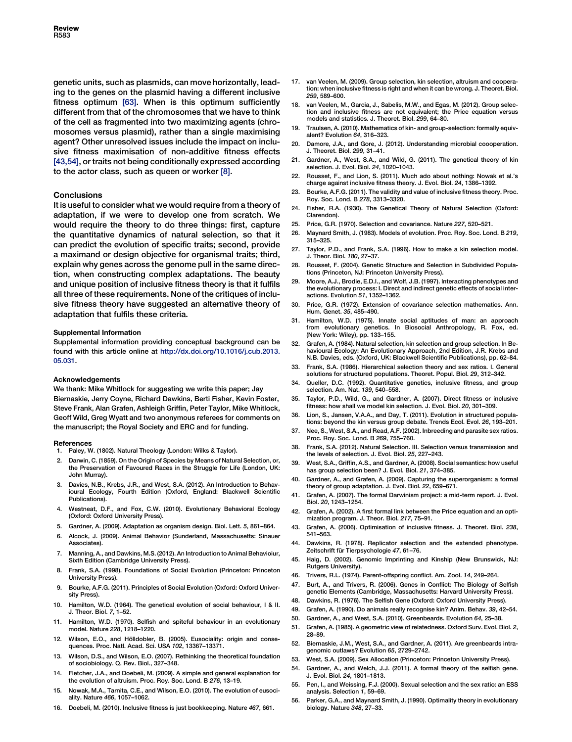genetic units, such as plasmids, can move horizontally, leading to the genes on the plasmid having a different inclusive fitness optimum [63]. When is this optimum sufficiently different from that of the chromosomes that we have to think of the cell as fragmented into two maximizing agents (chromosomes versus plasmid), rather than a single maximising agent? Other unresolved issues include the impact on inclusive fitness maximisation of non-additive fitness effects [43,54], or traits not being conditionally expressed according to the actor class, such as queen or worker [8].

## Conclusions

It is useful to consider what we would require from a theory of adaptation, if we were to develop one from scratch. We would require the theory to do three things: first, capture the quantitative dynamics of natural selection, so that it can predict the evolution of specific traits; second, provide a maximand or design objective for organismal traits; third, explain why genes across the genome pull in the same direction, when constructing complex adaptations. The beauty and unique position of inclusive fitness theory is that it fulfils all three of these requirements. None of the critiques of inclusive fitness theory have suggested an alternative theory of adaptation that fulfils these criteria.

### Supplemental Information

Supplemental information providing conceptual background can be found with this article online at http://dx.doi.org/10.1016/j.cub.2013.05.031.

### Acknowledgements

We thank: Mike Whitlock for suggesting we write this paper; Jay Biernaskie, Jerry Coyne, Richard Dawkins, Berti Fisher, Kevin Foster, Steve Frank, Alan Grafen, Ashleigh Griffin, Peter Taylor, Mike Whitlock, Geoff Wild, Greg Wyatt and two anonymous referees for comments on the manuscript; the Royal Society and ERC and for funding.

### References

1. Paley, W. (1802). Natural Theology (London: Wilks & Taylor).
2. Darwin, C. (1859). On the Origin of Species by Means of Natural Selection, or, the Preservation of Favoured Races in the Struggle for Life (London, UK: John Murray).
3. Davies, N.B., Krebs, J.R., and West, S.A. (2012). An Introduction to Behavioural Ecology, Fourth Edition (Oxford, England: Blackwell Scientific Publications).
4. Westneat, D.F., and Fox, C.W. (2010). Evolutionary Behavioral Ecology (Oxford: Oxford University Press).
5. Gardner, A. (2009). Adaptation as organism design. Biol. Lett. *5*, 861–864.
6. Alcock, J. (2009). Animal Behavior (Sunderland, Massachusetts: Sinauer Associates).
7. Manning, A., and Dawkins, M.S. (2012). An Introduction to Animal Behavioiur, Sixth Edition (Cambridge University Press).
8. Frank, S.A. (1998). Foundations of Social Evolution (Princeton: Princeton University Press).
9. Bourke, A.F.G. (2011). Principles of Social Evolution (Oxford: Oxford University Press).
10. Hamilton, W.D. (1964). The genetical evolution of social behaviour, I & II. J. Theor. Biol. *7*, 1–52.
11. Hamilton, W.D. (1970). Selfish and spiteful behaviour in an evolutionary model. Nature *228*, 1218–1220.
12. Wilson, E.O., and Hölldobler, B. (2005). Eusociality: origin and consequences. Proc. Natl. Acad. Sci. USA *102*, 13367–13371.
13. Wilson, D.S., and Wilson, E.O. (2007). Rethinking the theoretical foundation of sociobiology. Q. Rev. Biol., 327–348.
14. Fletcher, J.A., and Doebeli, M. (2009). A simple and general explanation for the evolution of altruism. Proc. Roy. Soc. Lond. B *276*, 13–19.
15. Nowak, M.A., Tarnita, C.E., and Wilson, E.O. (2010). The evolution of eusociality. Nature *466*, 1057–1062.
16. Doebeli, M. (2010). Inclusive fitness is just bookkeeping. Nature *467*, 661.
17. van Veelen, M. (2009). Group selection, kin selection, altruism and cooperation: when inclusive fitness is right and when it can be wrong. J. Theoret. Biol. *259*, 589–600.
18. van Veelen, M., Garcia, J., Sabelis, M.W., and Egas, M. (2012). Group selection and inclusive fitness are not equivalent; the Price equation versus models and statistics. J. Theoret. Biol. *299*, 64–80.
19. Traulsen, A. (2010). Mathematics of kin- and group-selection: formally equivalent? Evolution *64*, 316–323.
20. Damore, J.A., and Gore, J. (2012). Understanding microbial coooperation. J. Theoret. Biol. *299*, 31–41.
21. Gardner, A., West, S.A., and Wild, G. (2011). The genetical theory of kin selection. J. Evol. Biol. *24*, 1020–1043.
22. Rousset, F., and Lion, S. (2011). Much ado about nothing: Nowak et al.'s charge against inclusive fitness theory. J. Evol. Biol. *24*, 1386–1392.
23. Bourke, A.F.G. (2011). The validity and value of inclusive fitness theory. Proc. Roy. Soc. Lond. B *278*, 3313–3320.
24. Fisher, R.A. (1930). The Genetical Theory of Natural Selection (Oxford: Clarendon).
25. Price, G.R. (1970). Selection and covariance. Nature *227*, 520–521.
26. Maynard Smith, J. (1983). Models of evolution. Proc. Roy. Soc. Lond. B *219*, 315–325.
27. Taylor, P.D., and Frank, S.A. (1996). How to make a kin selection model. J. Theor. Biol. *180*, 27–37.
28. Rousset, F. (2004). Genetic Structure and Selection in Subdivided Populations (Princeton, NJ: Princeton University Press).
29. Moore, A.J., Brodie, E.D.I., and Wolf, J.B. (1997). Interacting phenotypes and the evolutionary process: I. Direct and indirect genetic effects of social interactions. Evolution *51*, 1352–1362.
30. Price, G.R. (1972). Extension of covariance selection mathematics. Ann. Hum. Genet. *35*, 485–490.
31. Hamilton, W.D. (1975). Innate social aptitudes of man: an approach from evolutionary genetics. In Biosocial Anthropology, R. Fox, ed. (New York: Wiley), pp. 133–155.
32. Grafen, A. (1984). Natural selection, kin selection and group selection. In Behavioural Ecology: An Evolutionary Approach, 2nd Edition, J.R. Krebs and N.B. Davies, eds. (Oxford, UK: Blackwell Scientific Publications), pp. 62–84.
33. Frank, S.A. (1986). Hierarchical selection theory and sex ratios. I. General solutions for structured populations. Theoret. Popul. Biol. *29*, 312–342.
34. Queller, D.C. (1992). Quantitative genetics, inclusive fitness, and group selection. Am. Nat. *139*, 540–558.
35. Taylor, P.D., Wild, G., and Gardner, A. (2007). Direct fitness or inclusive fitness: how shall we model kin selection. J. Evol. Biol. *20*, 301–309.
36. Lion, S., Jansen, V.A.A., and Day, T. (2011). Evolution in structured populations: beyond the kin versus group debate. Trends Ecol. Evol. *26*, 193–201.
37. Nee, S., West, S.A., and Read, A.F. (2002). Inbreeding and parasite sex ratios. Proc. Roy. Soc. Lond. B *269*, 755–760.
38. Frank, S.A. (2012). Natural Selection. III. Selection versus transmission and the levels of selection. J. Evol. Biol. *25*, 227–243.
39. West, S.A., Griffin, A.S., and Gardner, A. (2008). Social semantics: how useful has group selection been? J. Evol. Biol. *21*, 374–385.
40. Gardner, A., and Grafen, A. (2009). Capturing the superorganism: a formal theory of group adaptation. J. Evol. Biol. *22*, 659–671.
41. Grafen, A. (2007). The formal Darwinism project: a mid-term report. J. Evol. Biol. *20*, 1243–1254.
42. Grafen, A. (2002). A first formal link between the Price equation and an optimization program. J. Theor. Biol. *217*, 75–91.
43. Grafen, A. (2006). Optimisation of inclusive fitness. J. Theoret. Biol. *238*, 541–563.
44. Dawkins, R. (1978). Replicator selection and the extended phenotype. Zeitschrift für Tierpsychologie *47*, 61–76.
45. Haig, D. (2002). Genomic Imprinting and Kinship (New Brunswick, NJ: Rutgers University).
46. Trivers, R.L. (1974). Parent-offspring conflict. Am. Zool. *14*, 249–264.
47. Burt, A., and Trivers, R. (2006). Genes in Conflict: The Biology of Selfish genetic Elements (Cambridge, Massachusetts: Harvard University Press).
48. Dawkins, R. (1976). The Selfish Gene (Oxford: Oxford University Press).
49. Grafen, A. (1990). Do animals really recognise kin? Anim. Behav. *39*, 42–54.
50. Gardner, A., and West, S.A. (2010). Greenbeards. Evolution *64*, 25–38.
51. Grafen, A. (1985). A geometric view of relatedness. Oxford Surv. Evol. Biol. *2*, 28–89.
52. Biernaskie, J.M., West, S.A., and Gardner, A. (2011). Are greenbeards intragenomic outlaws? Evolution *65*, 2729–2742.
53. West, S.A. (2009). Sex Allocation (Princeton: Princeton University Press).
54. Gardner, A., and Welch, J.J. (2011). A formal theory of the selfish gene. J. Evol. Biol. *24*, 1801–1813.
55. Pen, I., and Weissing, F.J. (2000). Sexual selection and the sex ratio: an ESS analysis. Selection *1*, 59–69.
56. Parker, G.A., and Maynard Smith, J. (1990). Optimality theory in evolutionary biology. Nature *348*, 27–33.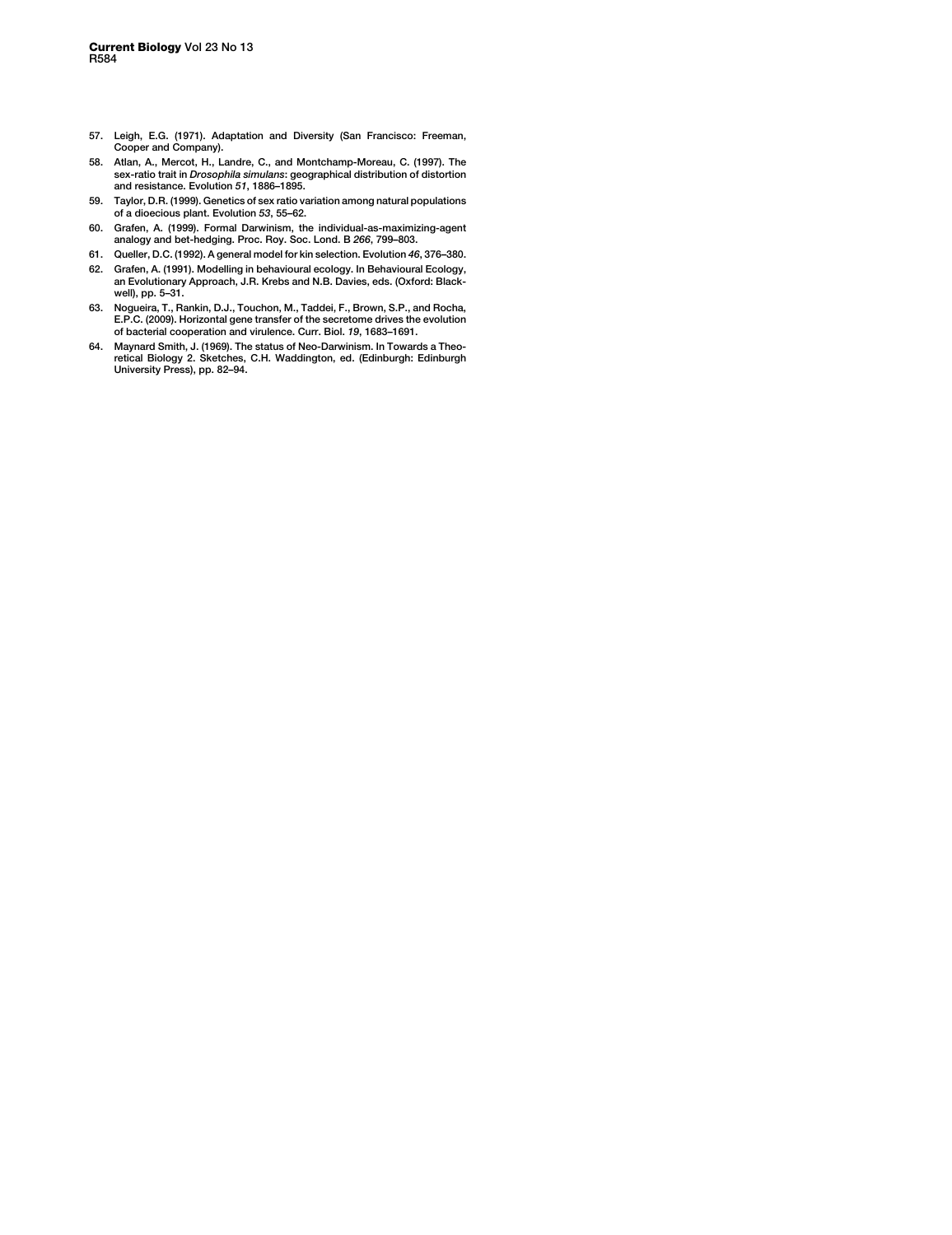57. Leigh, E.G. (1971). Adaptation and Diversity (San Francisco: Freeman, Cooper and Company).
58. Atlan, A., Mercot, H., Landre, C., and Montchamp-Moreau, C. (1997). The sex-ratio trait in *Drosophila simulans*: geographical distribution of distortion and resistance. Evolution *51*, 1886–1895.
59. Taylor, D.R. (1999). Genetics of sex ratio variation among natural populations of a dioecious plant. Evolution *53*, 55–62.
60. Grafen, A. (1999). Formal Darwinism, the individual-as-maximizing-agent analogy and bet-hedging. Proc. Roy. Soc. Lond. B *266*, 799–803.
61. Queller, D.C. (1992). A general model for kin selection. Evolution *46*, 376–380.
62. Grafen, A. (1991). Modelling in behavioural ecology. In Behavioural Ecology, an Evolutionary Approach, J.R. Krebs and N.B. Davies, eds. (Oxford: Blackwell), pp. 5–31.
63. Nogueira, T., Rankin, D.J., Touchon, M., Taddei, F., Brown, S.P., and Rocha, E.P.C. (2009). Horizontal gene transfer of the secretome drives the evolution of bacterial cooperation and virulence. Curr. Biol. *19*, 1683–1691.
64. Maynard Smith, J. (1969). The status of Neo-Darwinism. In Towards a Theoretical Biology 2. Sketches, C.H. Waddington, ed. (Edinburgh: Edinburgh University Press), pp. 82–94.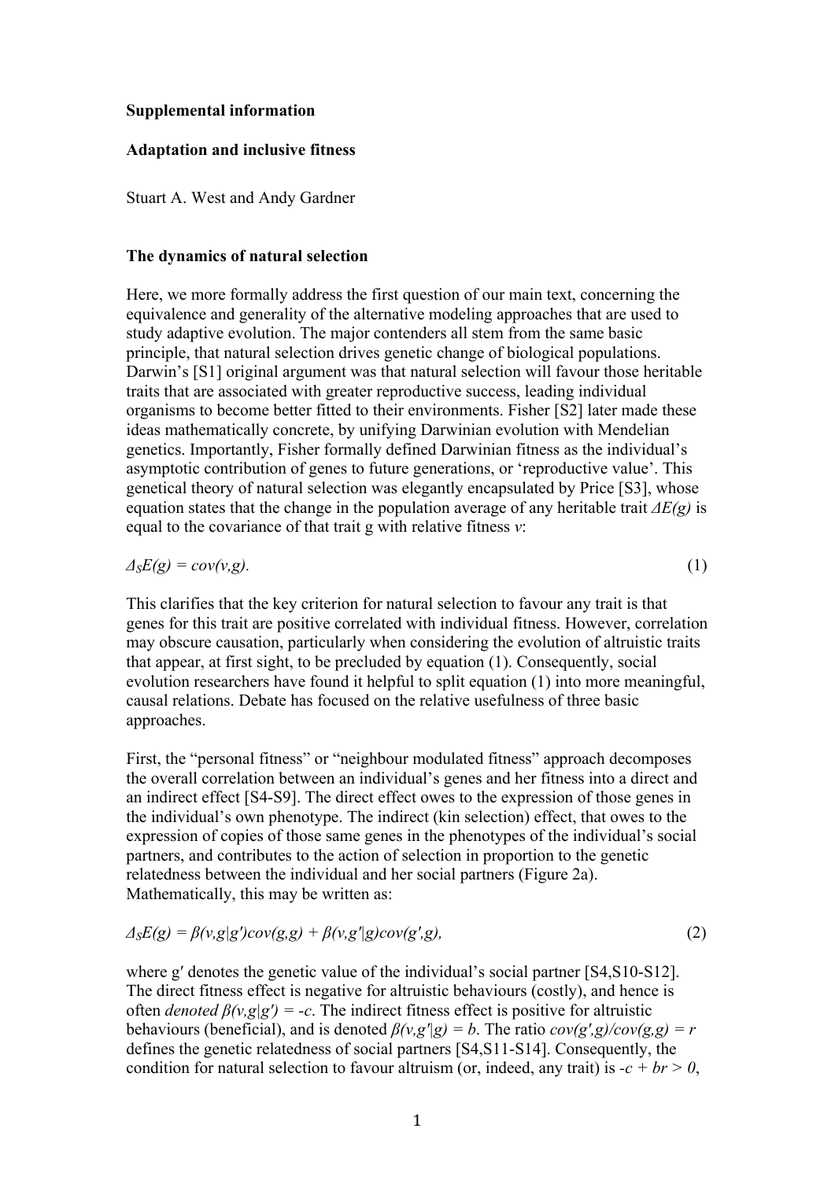**Supplemental information**

**Adaptation and inclusive fitness**

Stuart A. West and Andy Gardner

**The dynamics of natural selection**

Here, we more formally address the first question of our main text, concerning the equivalence and generality of the alternative modeling approaches that are used to study adaptive evolution. The major contenders all stem from the same basic principle, that natural selection drives genetic change of biological populations. Darwin's [S1] original argument was that natural selection will favour those heritable traits that are associated with greater reproductive success, leading individual organisms to become better fitted to their environments. Fisher [S2] later made these ideas mathematically concrete, by unifying Darwinian evolution with Mendelian genetics. Importantly, Fisher formally defined Darwinian fitness as the individual's asymptotic contribution of genes to future generations, or 'reproductive value'. This genetical theory of natural selection was elegantly encapsulated by Price [S3], whose equation states that the change in the population average of any heritable trait $\Delta E(g)$ is equal to the covariance of that trait g with relative fitness $v$:

$$\Delta_S E(g) = cov(v,g). \tag{1}$$

This clarifies that the key criterion for natural selection to favour any trait is that genes for this trait are positive correlated with individual fitness. However, correlation may obscure causation, particularly when considering the evolution of altruistic traits that appear, at first sight, to be precluded by equation (1). Consequently, social evolution researchers have found it helpful to split equation (1) into more meaningful, causal relations. Debate has focused on the relative usefulness of three basic approaches.

First, the "personal fitness" or "neighbour modulated fitness" approach decomposes the overall correlation between an individual's genes and her fitness into a direct and an indirect effect [S4-S9]. The direct effect owes to the expression of those genes in the individual's own phenotype. The indirect (kin selection) effect, that owes to the expression of copies of those same genes in the phenotypes of the individual's social partners, and contributes to the action of selection in proportion to the genetic relatedness between the individual and her social partners (Figure 2a). Mathematically, this may be written as:

$$\Delta_S E(g) = \beta(v,g|g')cov(g,g) + \beta(v,g'|g)cov(g',g), \tag{2}$$

where g′ denotes the genetic value of the individual's social partner [S4,S10-S12]. The direct fitness effect is negative for altruistic behaviours (costly), and hence is often *denoted* $\beta(v,g|g') = -c$. The indirect fitness effect is positive for altruistic behaviours (beneficial), and is denoted $\beta(v,g'|g) = b$. The ratio $cov(g',g)/cov(g,g) = r$ defines the genetic relatedness of social partners [S4,S11-S14]. Consequently, the condition for natural selection to favour altruism (or, indeed, any trait) is $-c + br > 0$,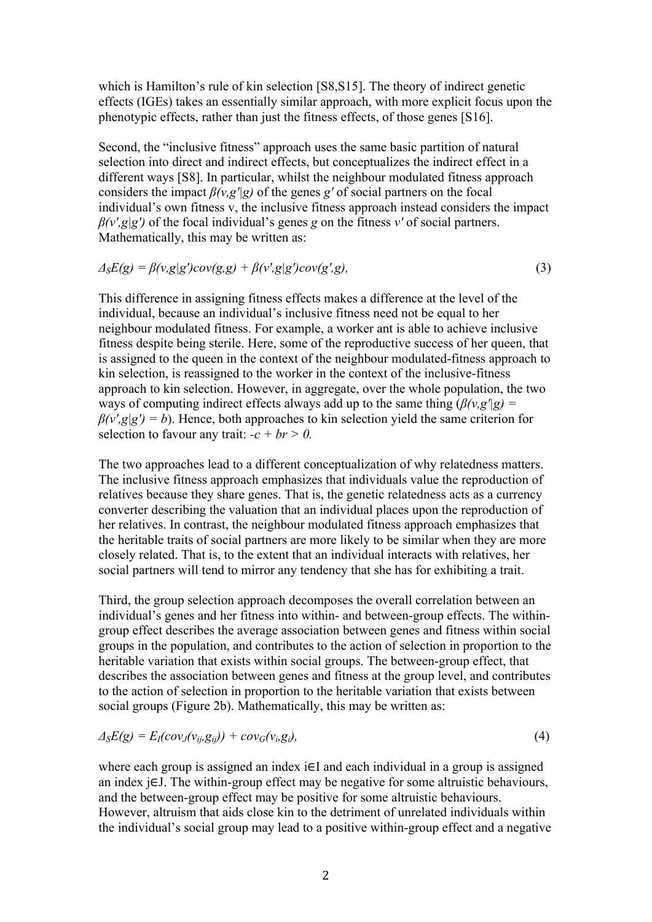which is Hamilton's rule of kin selection [S8,S15]. The theory of indirect genetic effects (IGEs) takes an essentially similar approach, with more explicit focus upon the phenotypic effects, rather than just the fitness effects, of those genes [S16].

Second, the "inclusive fitness" approach uses the same basic partition of natural selection into direct and indirect effects, but conceptualizes the indirect effect in a different ways [S8]. In particular, whilst the neighbour modulated fitness approach considers the impact $\beta(v,g'|g)$ of the genes $g'$ of social partners on the focal individual's own fitness v, the inclusive fitness approach instead considers the impact $\beta(v',g|g')$ of the focal individual's genes $g$ on the fitness $v'$ of social partners. Mathematically, this may be written as:

$$\Delta_S E(g) = \beta(v,g|g')cov(g,g) + \beta(v',g|g')cov(g',g), \tag{3}$$

This difference in assigning fitness effects makes a difference at the level of the individual, because an individual's inclusive fitness need not be equal to her neighbour modulated fitness. For example, a worker ant is able to achieve inclusive fitness despite being sterile. Here, some of the reproductive success of her queen, that is assigned to the queen in the context of the neighbour modulated-fitness approach to kin selection, is reassigned to the worker in the context of the inclusive-fitness approach to kin selection. However, in aggregate, over the whole population, the two ways of computing indirect effects always add up to the same thing ($\beta(v,g'|g) = \beta(v',g|g') = b$). Hence, both approaches to kin selection yield the same criterion for selection to favour any trait: $-c + br > 0$.

The two approaches lead to a different conceptualization of why relatedness matters. The inclusive fitness approach emphasizes that individuals value the reproduction of relatives because they share genes. That is, the genetic relatedness acts as a currency converter describing the valuation that an individual places upon the reproduction of her relatives. In contrast, the neighbour modulated fitness approach emphasizes that the heritable traits of social partners are more likely to be similar when they are more closely related. That is, to the extent that an individual interacts with relatives, her social partners will tend to mirror any tendency that she has for exhibiting a trait.

Third, the group selection approach decomposes the overall correlation between an individual's genes and her fitness into within- and between-group effects. The within-group effect describes the average association between genes and fitness within social groups in the population, and contributes to the action of selection in proportion to the heritable variation that exists within social groups. The between-group effect, that describes the association between genes and fitness at the group level, and contributes to the action of selection in proportion to the heritable variation that exists between social groups (Figure 2b). Mathematically, this may be written as:

$$\Delta_S E(g) = E_I(cov_J(v_{ij},g_{ij})) + cov_G(v_i,g_i), \tag{4}$$

where each group is assigned an index $i \in I$ and each individual in a group is assigned an index $j \in J$. The within-group effect may be negative for some altruistic behaviours, and the between-group effect may be positive for some altruistic behaviours. However, altruism that aids close kin to the detriment of unrelated individuals within the individual's social group may lead to a positive within-group effect and a negative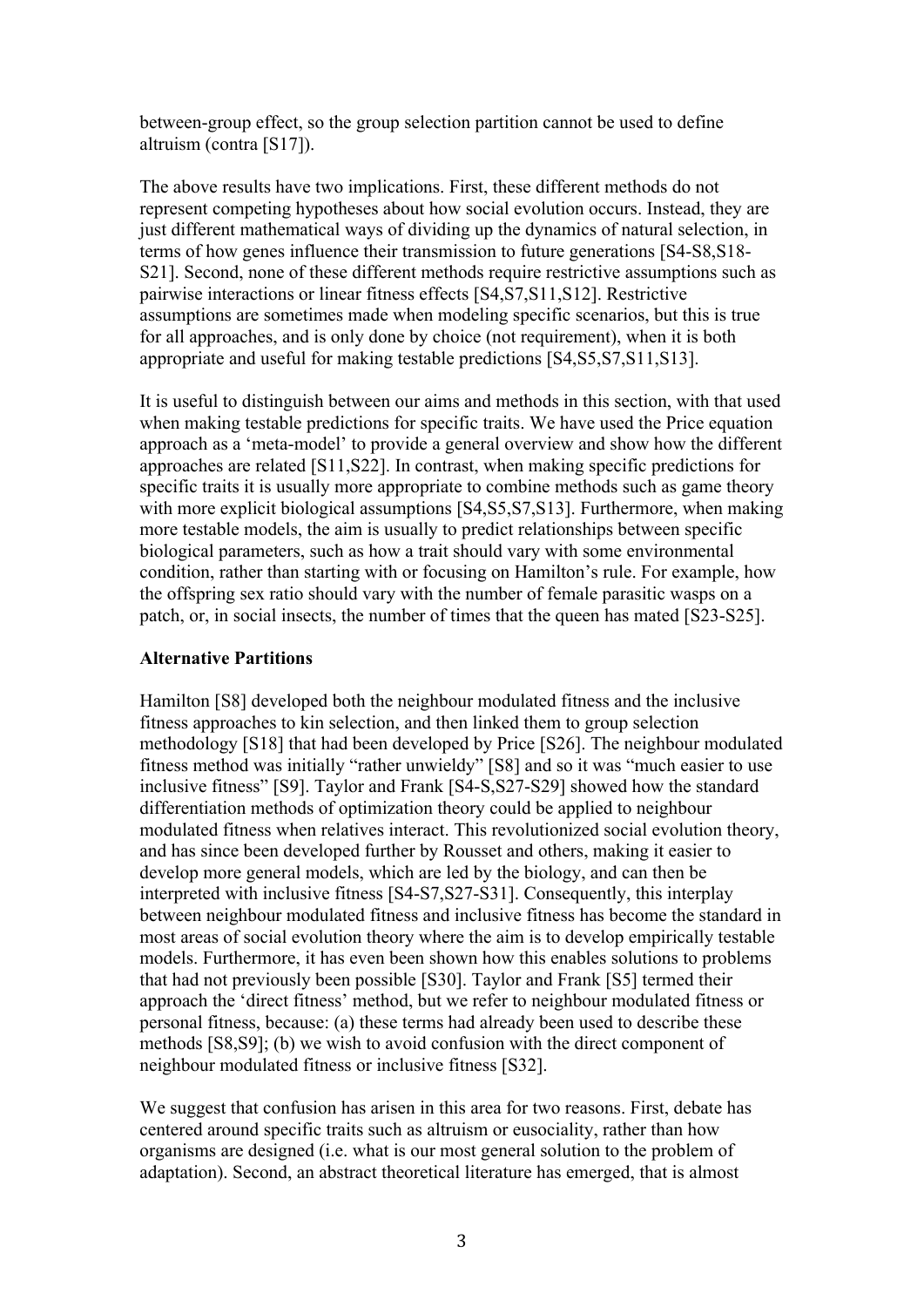between-group effect, so the group selection partition cannot be used to define altruism (contra [S17]).

The above results have two implications. First, these different methods do not represent competing hypotheses about how social evolution occurs. Instead, they are just different mathematical ways of dividing up the dynamics of natural selection, in terms of how genes influence their transmission to future generations [S4-S8,S18-S21]. Second, none of these different methods require restrictive assumptions such as pairwise interactions or linear fitness effects [S4,S7,S11,S12]. Restrictive assumptions are sometimes made when modeling specific scenarios, but this is true for all approaches, and is only done by choice (not requirement), when it is both appropriate and useful for making testable predictions [S4,S5,S7,S11,S13].

It is useful to distinguish between our aims and methods in this section, with that used when making testable predictions for specific traits. We have used the Price equation approach as a 'meta-model' to provide a general overview and show how the different approaches are related [S11,S22]. In contrast, when making specific predictions for specific traits it is usually more appropriate to combine methods such as game theory with more explicit biological assumptions [S4,S5,S7,S13]. Furthermore, when making more testable models, the aim is usually to predict relationships between specific biological parameters, such as how a trait should vary with some environmental condition, rather than starting with or focusing on Hamilton's rule. For example, how the offspring sex ratio should vary with the number of female parasitic wasps on a patch, or, in social insects, the number of times that the queen has mated [S23-S25].

**Alternative Partitions**

Hamilton [S8] developed both the neighbour modulated fitness and the inclusive fitness approaches to kin selection, and then linked them to group selection methodology [S18] that had been developed by Price [S26]. The neighbour modulated fitness method was initially "rather unwieldy" [S8] and so it was "much easier to use inclusive fitness" [S9]. Taylor and Frank [S4-S,S27-S29] showed how the standard differentiation methods of optimization theory could be applied to neighbour modulated fitness when relatives interact. This revolutionized social evolution theory, and has since been developed further by Rousset and others, making it easier to develop more general models, which are led by the biology, and can then be interpreted with inclusive fitness [S4-S7,S27-S31]. Consequently, this interplay between neighbour modulated fitness and inclusive fitness has become the standard in most areas of social evolution theory where the aim is to develop empirically testable models. Furthermore, it has even been shown how this enables solutions to problems that had not previously been possible [S30]. Taylor and Frank [S5] termed their approach the 'direct fitness' method, but we refer to neighbour modulated fitness or personal fitness, because: (a) these terms had already been used to describe these methods [S8,S9]; (b) we wish to avoid confusion with the direct component of neighbour modulated fitness or inclusive fitness [S32].

We suggest that confusion has arisen in this area for two reasons. First, debate has centered around specific traits such as altruism or eusociality, rather than how organisms are designed (i.e. what is our most general solution to the problem of adaptation). Second, an abstract theoretical literature has emerged, that is almost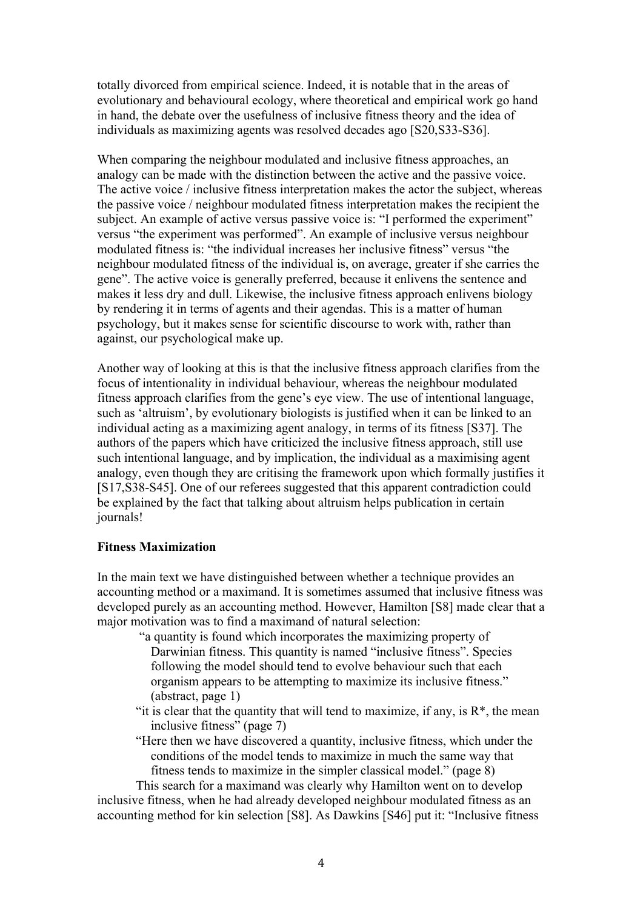totally divorced from empirical science. Indeed, it is notable that in the areas of evolutionary and behavioural ecology, where theoretical and empirical work go hand in hand, the debate over the usefulness of inclusive fitness theory and the idea of individuals as maximizing agents was resolved decades ago [S20,S33-S36].

When comparing the neighbour modulated and inclusive fitness approaches, an analogy can be made with the distinction between the active and the passive voice. The active voice / inclusive fitness interpretation makes the actor the subject, whereas the passive voice / neighbour modulated fitness interpretation makes the recipient the subject. An example of active versus passive voice is: "I performed the experiment" versus "the experiment was performed". An example of inclusive versus neighbour modulated fitness is: "the individual increases her inclusive fitness" versus "the neighbour modulated fitness of the individual is, on average, greater if she carries the gene". The active voice is generally preferred, because it enlivens the sentence and makes it less dry and dull. Likewise, the inclusive fitness approach enlivens biology by rendering it in terms of agents and their agendas. This is a matter of human psychology, but it makes sense for scientific discourse to work with, rather than against, our psychological make up.

Another way of looking at this is that the inclusive fitness approach clarifies from the focus of intentionality in individual behaviour, whereas the neighbour modulated fitness approach clarifies from the gene's eye view. The use of intentional language, such as 'altruism', by evolutionary biologists is justified when it can be linked to an individual acting as a maximizing agent analogy, in terms of its fitness [S37]. The authors of the papers which have criticized the inclusive fitness approach, still use such intentional language, and by implication, the individual as a maximising agent analogy, even though they are critising the framework upon which formally justifies it [S17,S38-S45]. One of our referees suggested that this apparent contradiction could be explained by the fact that talking about altruism helps publication in certain journals!

**Fitness Maximization**

In the main text we have distinguished between whether a technique provides an accounting method or a maximand. It is sometimes assumed that inclusive fitness was developed purely as an accounting method. However, Hamilton [S8] made clear that a major motivation was to find a maximand of natural selection:

> "a quantity is found which incorporates the maximizing property of Darwinian fitness. This quantity is named "inclusive fitness". Species following the model should tend to evolve behaviour such that each organism appears to be attempting to maximize its inclusive fitness." (abstract, page 1)
>
> "it is clear that the quantity that will tend to maximize, if any, is $R^*$, the mean inclusive fitness" (page 7)
>
> "Here then we have discovered a quantity, inclusive fitness, which under the conditions of the model tends to maximize in much the same way that fitness tends to maximize in the simpler classical model." (page 8)

This search for a maximand was clearly why Hamilton went on to develop inclusive fitness, when he had already developed neighbour modulated fitness as an accounting method for kin selection [S8]. As Dawkins [S46] put it: "Inclusive fitness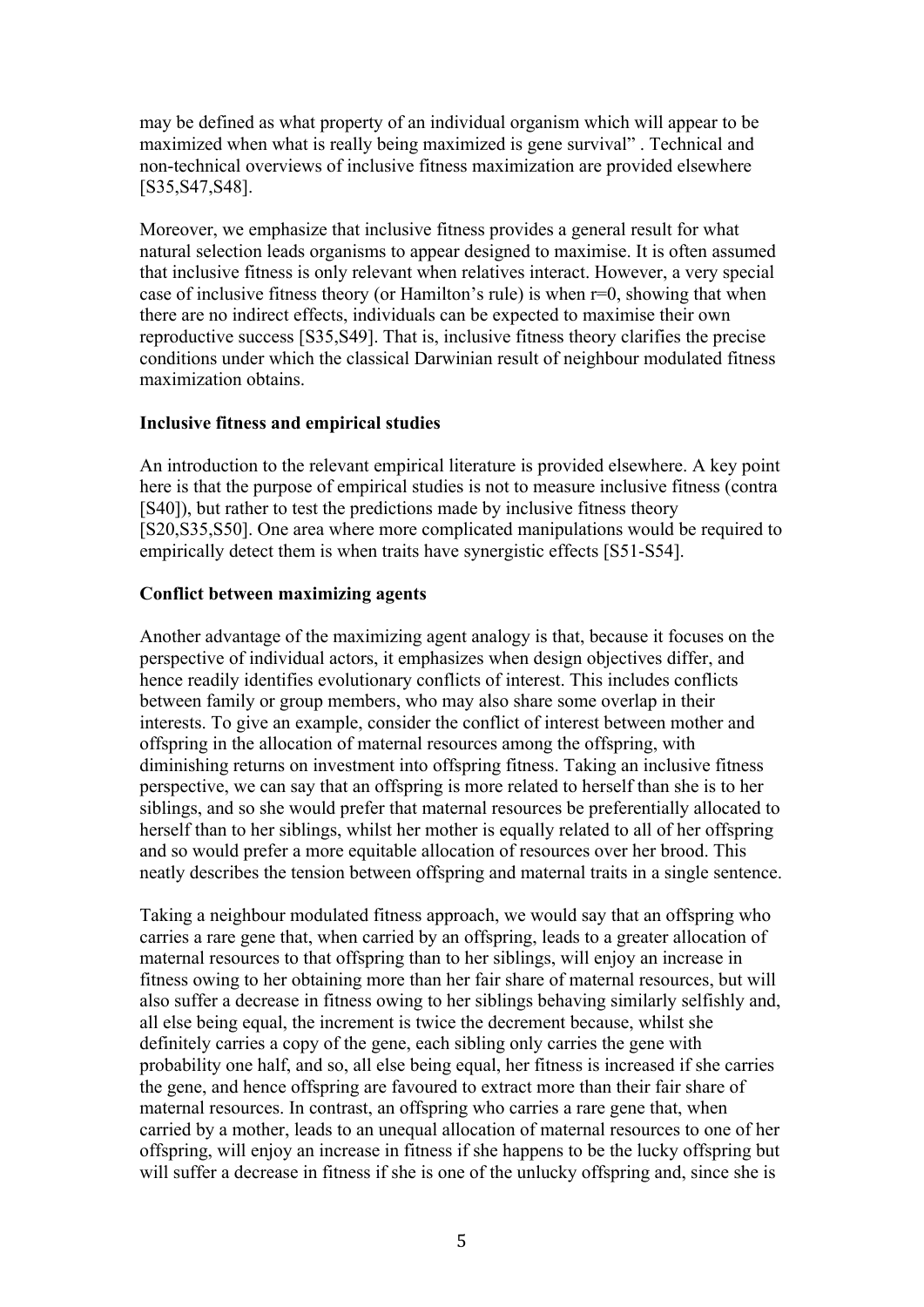may be defined as what property of an individual organism which will appear to be maximized when what is really being maximized is gene survival" . Technical and non-technical overviews of inclusive fitness maximization are provided elsewhere [S35,S47,S48].

Moreover, we emphasize that inclusive fitness provides a general result for what natural selection leads organisms to appear designed to maximise. It is often assumed that inclusive fitness is only relevant when relatives interact. However, a very special case of inclusive fitness theory (or Hamilton's rule) is when $r=0$, showing that when there are no indirect effects, individuals can be expected to maximise their own reproductive success [S35,S49]. That is, inclusive fitness theory clarifies the precise conditions under which the classical Darwinian result of neighbour modulated fitness maximization obtains.

**Inclusive fitness and empirical studies**

An introduction to the relevant empirical literature is provided elsewhere. A key point here is that the purpose of empirical studies is not to measure inclusive fitness (contra [S40]), but rather to test the predictions made by inclusive fitness theory [S20,S35,S50]. One area where more complicated manipulations would be required to empirically detect them is when traits have synergistic effects [S51-S54].

**Conflict between maximizing agents**

Another advantage of the maximizing agent analogy is that, because it focuses on the perspective of individual actors, it emphasizes when design objectives differ, and hence readily identifies evolutionary conflicts of interest. This includes conflicts between family or group members, who may also share some overlap in their interests. To give an example, consider the conflict of interest between mother and offspring in the allocation of maternal resources among the offspring, with diminishing returns on investment into offspring fitness. Taking an inclusive fitness perspective, we can say that an offspring is more related to herself than she is to her siblings, and so she would prefer that maternal resources be preferentially allocated to herself than to her siblings, whilst her mother is equally related to all of her offspring and so would prefer a more equitable allocation of resources over her brood. This neatly describes the tension between offspring and maternal traits in a single sentence.

Taking a neighbour modulated fitness approach, we would say that an offspring who carries a rare gene that, when carried by an offspring, leads to a greater allocation of maternal resources to that offspring than to her siblings, will enjoy an increase in fitness owing to her obtaining more than her fair share of maternal resources, but will also suffer a decrease in fitness owing to her siblings behaving similarly selfishly and, all else being equal, the increment is twice the decrement because, whilst she definitely carries a copy of the gene, each sibling only carries the gene with probability one half, and so, all else being equal, her fitness is increased if she carries the gene, and hence offspring are favoured to extract more than their fair share of maternal resources. In contrast, an offspring who carries a rare gene that, when carried by a mother, leads to an unequal allocation of maternal resources to one of her offspring, will enjoy an increase in fitness if she happens to be the lucky offspring but will suffer a decrease in fitness if she is one of the unlucky offspring and, since she is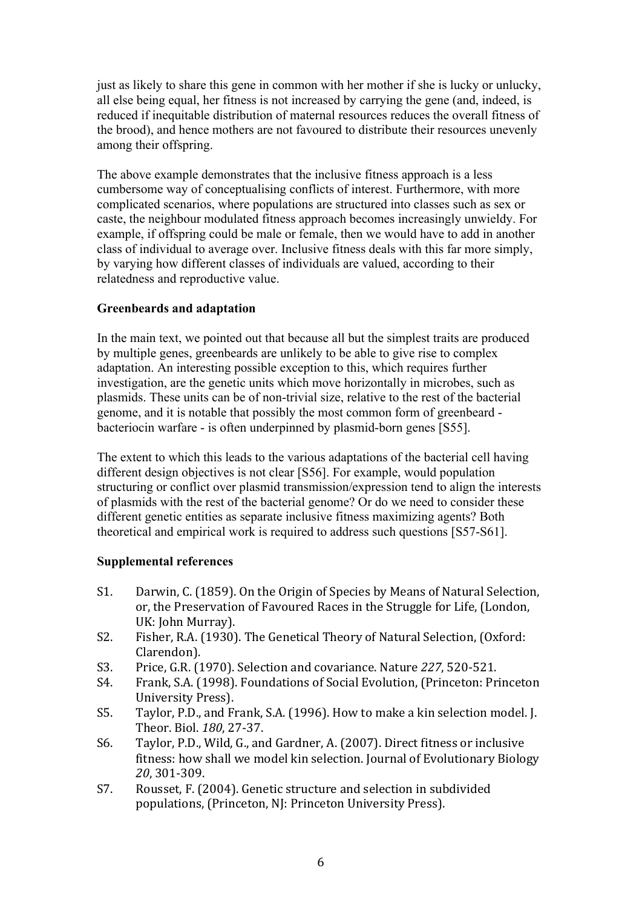just as likely to share this gene in common with her mother if she is lucky or unlucky, all else being equal, her fitness is not increased by carrying the gene (and, indeed, is reduced if inequitable distribution of maternal resources reduces the overall fitness of the brood), and hence mothers are not favoured to distribute their resources unevenly among their offspring.

The above example demonstrates that the inclusive fitness approach is a less cumbersome way of conceptualising conflicts of interest. Furthermore, with more complicated scenarios, where populations are structured into classes such as sex or caste, the neighbour modulated fitness approach becomes increasingly unwieldy. For example, if offspring could be male or female, then we would have to add in another class of individual to average over. Inclusive fitness deals with this far more simply, by varying how different classes of individuals are valued, according to their relatedness and reproductive value.

**Greenbeards and adaptation**

In the main text, we pointed out that because all but the simplest traits are produced by multiple genes, greenbeards are unlikely to be able to give rise to complex adaptation. An interesting possible exception to this, which requires further investigation, are the genetic units which move horizontally in microbes, such as plasmids. These units can be of non-trivial size, relative to the rest of the bacterial genome, and it is notable that possibly the most common form of greenbeard - bacteriocin warfare - is often underpinned by plasmid-born genes [S55].

The extent to which this leads to the various adaptations of the bacterial cell having different design objectives is not clear [S56]. For example, would population structuring or conflict over plasmid transmission/expression tend to align the interests of plasmids with the rest of the bacterial genome? Or do we need to consider these different genetic entities as separate inclusive fitness maximizing agents? Both theoretical and empirical work is required to address such questions [S57-S61].

**Supplemental references**

- S1. Darwin, C. (1859). On the Origin of Species by Means of Natural Selection, or, the Preservation of Favoured Races in the Struggle for Life, (London, UK: John Murray).
- S2. Fisher, R.A. (1930). The Genetical Theory of Natural Selection, (Oxford: Clarendon).
- S3. Price, G.R. (1970). Selection and covariance. Nature *227*, 520-521.
- S4. Frank, S.A. (1998). Foundations of Social Evolution, (Princeton: Princeton University Press).
- S5. Taylor, P.D., and Frank, S.A. (1996). How to make a kin selection model. J. Theor. Biol. *180*, 27-37.
- S6. Taylor, P.D., Wild, G., and Gardner, A. (2007). Direct fitness or inclusive fitness: how shall we model kin selection. Journal of Evolutionary Biology *20*, 301-309.
- S7. Rousset, F. (2004). Genetic structure and selection in subdivided populations, (Princeton, NJ: Princeton University Press).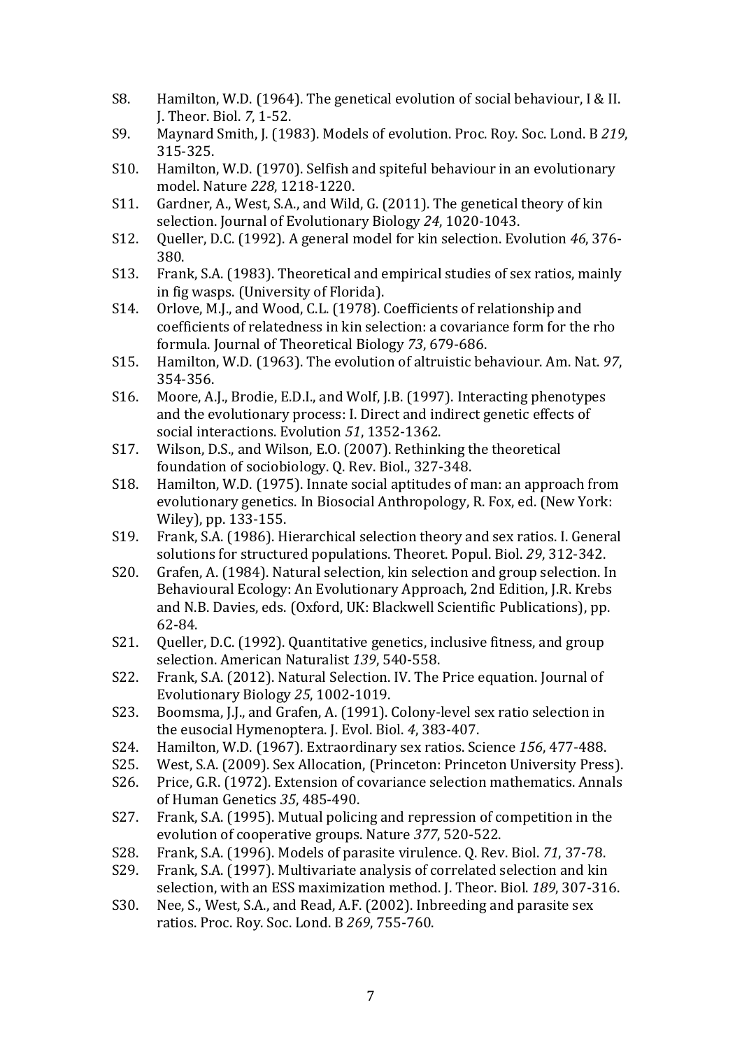S8. Hamilton, W.D. (1964). The genetical evolution of social behaviour, I & II. J. Theor. Biol. *7*, 1-52.

S9. Maynard Smith, J. (1983). Models of evolution. Proc. Roy. Soc. Lond. B *219*, 315-325.

S10. Hamilton, W.D. (1970). Selfish and spiteful behaviour in an evolutionary model. Nature *228*, 1218-1220.

S11. Gardner, A., West, S.A., and Wild, G. (2011). The genetical theory of kin selection. Journal of Evolutionary Biology *24*, 1020-1043.

S12. Queller, D.C. (1992). A general model for kin selection. Evolution *46*, 376-380.

S13. Frank, S.A. (1983). Theoretical and empirical studies of sex ratios, mainly in fig wasps. (University of Florida).

S14. Orlove, M.J., and Wood, C.L. (1978). Coefficients of relationship and coefficients of relatedness in kin selection: a covariance form for the rho formula. Journal of Theoretical Biology *73*, 679-686.

S15. Hamilton, W.D. (1963). The evolution of altruistic behaviour. Am. Nat. *97*, 354-356.

S16. Moore, A.J., Brodie, E.D.I., and Wolf, J.B. (1997). Interacting phenotypes and the evolutionary process: I. Direct and indirect genetic effects of social interactions. Evolution *51*, 1352-1362.

S17. Wilson, D.S., and Wilson, E.O. (2007). Rethinking the theoretical foundation of sociobiology. Q. Rev. Biol., 327-348.

S18. Hamilton, W.D. (1975). Innate social aptitudes of man: an approach from evolutionary genetics. In Biosocial Anthropology, R. Fox, ed. (New York: Wiley), pp. 133-155.

S19. Frank, S.A. (1986). Hierarchical selection theory and sex ratios. I. General solutions for structured populations. Theoret. Popul. Biol. *29*, 312-342.

S20. Grafen, A. (1984). Natural selection, kin selection and group selection. In Behavioural Ecology: An Evolutionary Approach, 2nd Edition, J.R. Krebs and N.B. Davies, eds. (Oxford, UK: Blackwell Scientific Publications), pp. 62-84.

S21. Queller, D.C. (1992). Quantitative genetics, inclusive fitness, and group selection. American Naturalist *139*, 540-558.

S22. Frank, S.A. (2012). Natural Selection. IV. The Price equation. Journal of Evolutionary Biology *25*, 1002-1019.

S23. Boomsma, J.J., and Grafen, A. (1991). Colony-level sex ratio selection in the eusocial Hymenoptera. J. Evol. Biol. *4*, 383-407.

S24. Hamilton, W.D. (1967). Extraordinary sex ratios. Science *156*, 477-488.

S25. West, S.A. (2009). Sex Allocation, (Princeton: Princeton University Press).

S26. Price, G.R. (1972). Extension of covariance selection mathematics. Annals of Human Genetics *35*, 485-490.

S27. Frank, S.A. (1995). Mutual policing and repression of competition in the evolution of cooperative groups. Nature *377*, 520-522.

S28. Frank, S.A. (1996). Models of parasite virulence. Q. Rev. Biol. *71*, 37-78.

S29. Frank, S.A. (1997). Multivariate analysis of correlated selection and kin selection, with an ESS maximization method. J. Theor. Biol. *189*, 307-316.

S30. Nee, S., West, S.A., and Read, A.F. (2002). Inbreeding and parasite sex ratios. Proc. Roy. Soc. Lond. B *269*, 755-760.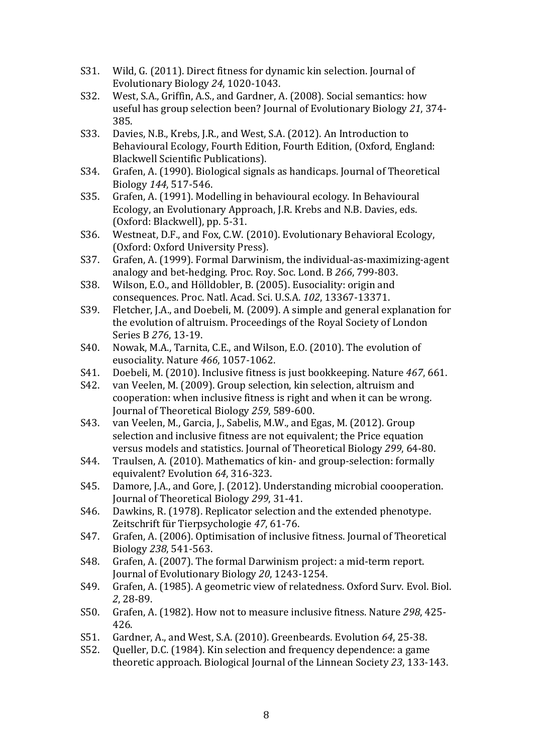S31. Wild, G. (2011). Direct fitness for dynamic kin selection. Journal of Evolutionary Biology *24*, 1020-1043.

S32. West, S.A., Griffin, A.S., and Gardner, A. (2008). Social semantics: how useful has group selection been? Journal of Evolutionary Biology *21*, 374-385.

S33. Davies, N.B., Krebs, J.R., and West, S.A. (2012). An Introduction to Behavioural Ecology, Fourth Edition, Fourth Edition, (Oxford, England: Blackwell Scientific Publications).

S34. Grafen, A. (1990). Biological signals as handicaps. Journal of Theoretical Biology *144*, 517-546.

S35. Grafen, A. (1991). Modelling in behavioural ecology. In Behavioural Ecology, an Evolutionary Approach, J.R. Krebs and N.B. Davies, eds. (Oxford: Blackwell), pp. 5-31.

S36. Westneat, D.F., and Fox, C.W. (2010). Evolutionary Behavioral Ecology, (Oxford: Oxford University Press).

S37. Grafen, A. (1999). Formal Darwinism, the individual-as-maximizing-agent analogy and bet-hedging. Proc. Roy. Soc. Lond. B *266*, 799-803.

S38. Wilson, E.O., and Hölldobler, B. (2005). Eusociality: origin and consequences. Proc. Natl. Acad. Sci. U.S.A. *102*, 13367-13371.

S39. Fletcher, J.A., and Doebeli, M. (2009). A simple and general explanation for the evolution of altruism. Proceedings of the Royal Society of London Series B *276*, 13-19.

S40. Nowak, M.A., Tarnita, C.E., and Wilson, E.O. (2010). The evolution of eusociality. Nature *466*, 1057-1062.

S41. Doebeli, M. (2010). Inclusive fitness is just bookkeeping. Nature *467*, 661.

S42. van Veelen, M. (2009). Group selection, kin selection, altruism and cooperation: when inclusive fitness is right and when it can be wrong. Journal of Theoretical Biology *259*, 589-600.

S43. van Veelen, M., Garcia, J., Sabelis, M.W., and Egas, M. (2012). Group selection and inclusive fitness are not equivalent; the Price equation versus models and statistics. Journal of Theoretical Biology *299*, 64-80.

S44. Traulsen, A. (2010). Mathematics of kin- and group-selection: formally equivalent? Evolution *64*, 316-323.

S45. Damore, J.A., and Gore, J. (2012). Understanding microbial coooperation. Journal of Theoretical Biology *299*, 31-41.

S46. Dawkins, R. (1978). Replicator selection and the extended phenotype. Zeitschrift für Tierpsychologie *47*, 61-76.

S47. Grafen, A. (2006). Optimisation of inclusive fitness. Journal of Theoretical Biology *238*, 541-563.

S48. Grafen, A. (2007). The formal Darwinism project: a mid-term report. Journal of Evolutionary Biology *20*, 1243-1254.

S49. Grafen, A. (1985). A geometric view of relatedness. Oxford Surv. Evol. Biol. *2*, 28-89.

S50. Grafen, A. (1982). How not to measure inclusive fitness. Nature *298*, 425-426.

S51. Gardner, A., and West, S.A. (2010). Greenbeards. Evolution *64*, 25-38.

S52. Queller, D.C. (1984). Kin selection and frequency dependence: a game theoretic approach. Biological Journal of the Linnean Society *23*, 133-143.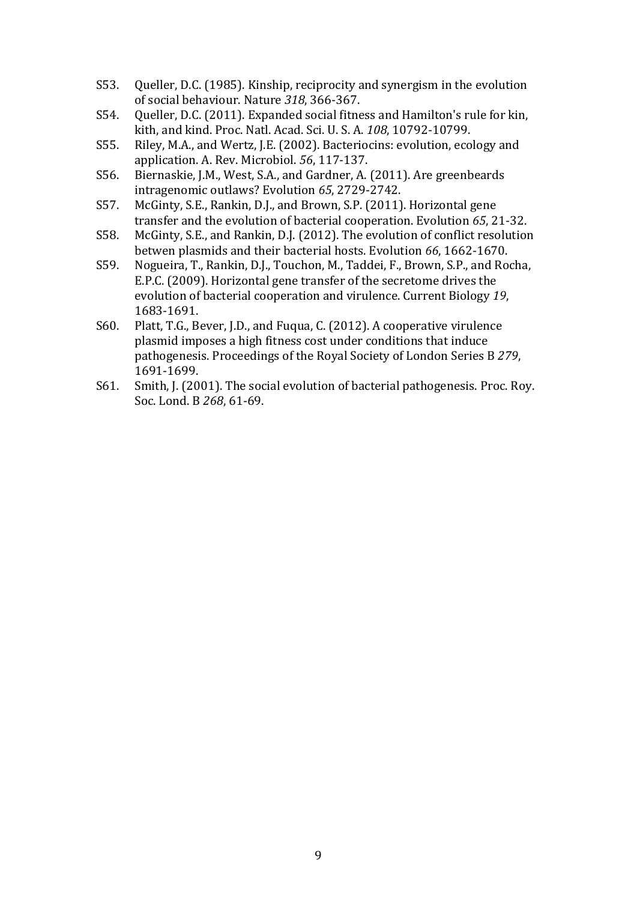S53. Queller, D.C. (1985). Kinship, reciprocity and synergism in the evolution of social behaviour. Nature *318*, 366-367.

S54. Queller, D.C. (2011). Expanded social fitness and Hamilton's rule for kin, kith, and kind. Proc. Natl. Acad. Sci. U. S. A. *108*, 10792-10799.

S55. Riley, M.A., and Wertz, J.E. (2002). Bacteriocins: evolution, ecology and application. A. Rev. Microbiol. *56*, 117-137.

S56. Biernaskie, J.M., West, S.A., and Gardner, A. (2011). Are greenbeards intragenomic outlaws? Evolution *65*, 2729-2742.

S57. McGinty, S.E., Rankin, D.J., and Brown, S.P. (2011). Horizontal gene transfer and the evolution of bacterial cooperation. Evolution *65*, 21-32.

S58. McGinty, S.E., and Rankin, D.J. (2012). The evolution of conflict resolution betwen plasmids and their bacterial hosts. Evolution *66*, 1662-1670.

S59. Nogueira, T., Rankin, D.J., Touchon, M., Taddei, F., Brown, S.P., and Rocha, E.P.C. (2009). Horizontal gene transfer of the secretome drives the evolution of bacterial cooperation and virulence. Current Biology *19*, 1683-1691.

S60. Platt, T.G., Bever, J.D., and Fuqua, C. (2012). A cooperative virulence plasmid imposes a high fitness cost under conditions that induce pathogenesis. Proceedings of the Royal Society of London Series B *279*, 1691-1699.

S61. Smith, J. (2001). The social evolution of bacterial pathogenesis. Proc. Roy. Soc. Lond. B *268*, 61-69.